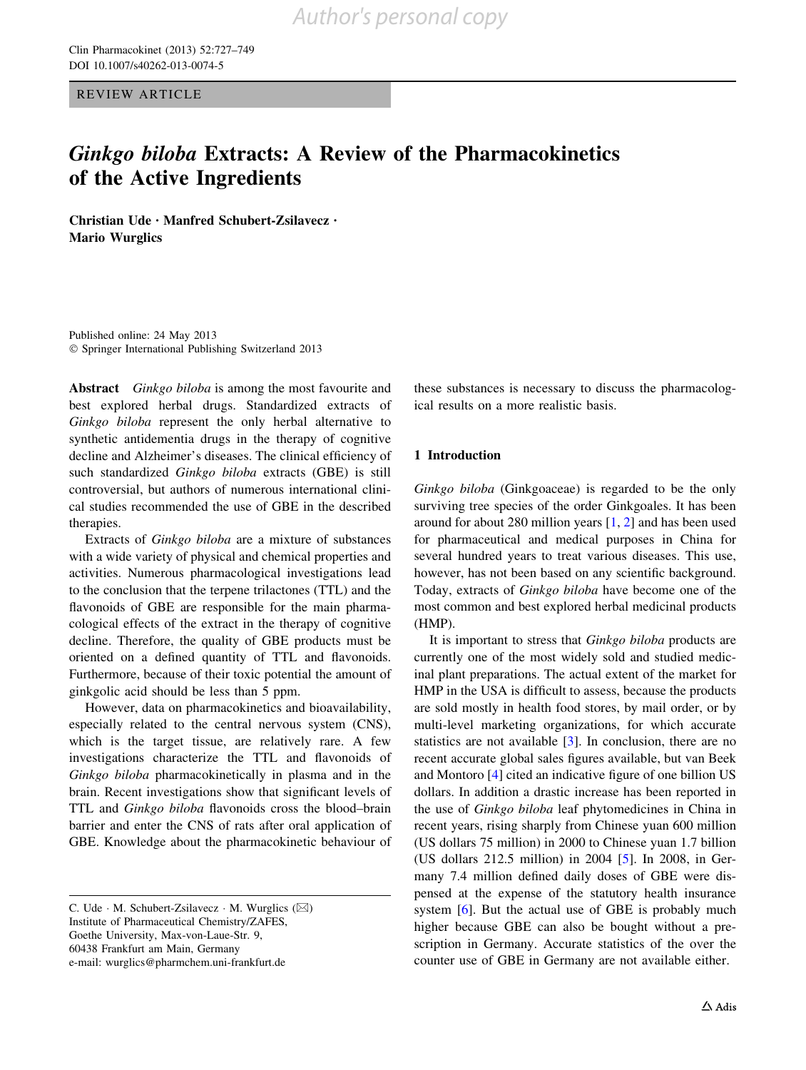REVIEW ARTICLE

# *Ginkgo biloba* Extracts: A Review of the Pharmacokinetics of the Active Ingredients

**Christian Ude · Manfred Schubert-Zsilavecz · Mario Wurglics**

Published online: 24 May 2013
© Springer International Publishing Switzerland 2013

**Abstract** *Ginkgo biloba* is among the most favourite and best explored herbal drugs. Standardized extracts of *Ginkgo biloba* represent the only herbal alternative to synthetic antidementia drugs in the therapy of cognitive decline and Alzheimer's diseases. The clinical efficiency of such standardized *Ginkgo biloba* extracts (GBE) is still controversial, but authors of numerous international clinical studies recommended the use of GBE in the described therapies.

Extracts of *Ginkgo biloba* are a mixture of substances with a wide variety of physical and chemical properties and activities. Numerous pharmacological investigations lead to the conclusion that the terpene trilactones (TTL) and the flavonoids of GBE are responsible for the main pharmacological effects of the extract in the therapy of cognitive decline. Therefore, the quality of GBE products must be oriented on a defined quantity of TTL and flavonoids. Furthermore, because of their toxic potential the amount of ginkgolic acid should be less than 5 ppm.

However, data on pharmacokinetics and bioavailability, especially related to the central nervous system (CNS), which is the target tissue, are relatively rare. A few investigations characterize the TTL and flavonoids of *Ginkgo biloba* pharmacokinetically in plasma and in the brain. Recent investigations show that significant levels of TTL and *Ginkgo biloba* flavonoids cross the blood–brain barrier and enter the CNS of rats after oral application of GBE. Knowledge about the pharmacokinetic behaviour of these substances is necessary to discuss the pharmacological results on a more realistic basis.

C. Ude · M. Schubert-Zsilavecz · M. Wurglics (✉)
Institute of Pharmaceutical Chemistry/ZAFES,
Goethe University, Max-von-Laue-Str. 9,
60438 Frankfurt am Main, Germany
e-mail: wurglics@pharmchem.uni-frankfurt.de

## 1 Introduction

*Ginkgo biloba* (Ginkgoaceae) is regarded to be the only surviving tree species of the order Ginkgoales. It has been around for about 280 million years [1, 2] and has been used for pharmaceutical and medical purposes in China for several hundred years to treat various diseases. This use, however, has not been based on any scientific background. Today, extracts of *Ginkgo biloba* have become one of the most common and best explored herbal medicinal products (HMP).

It is important to stress that *Ginkgo biloba* products are currently one of the most widely sold and studied medicinal plant preparations. The actual extent of the market for HMP in the USA is difficult to assess, because the products are sold mostly in health food stores, by mail order, or by multi-level marketing organizations, for which accurate statistics are not available [3]. In conclusion, there are no recent accurate global sales figures available, but van Beek and Montoro [4] cited an indicative figure of one billion US dollars. In addition a drastic increase has been reported in the use of *Ginkgo biloba* leaf phytomedicines in China in recent years, rising sharply from Chinese yuan 600 million (US dollars 75 million) in 2000 to Chinese yuan 1.7 billion (US dollars 212.5 million) in 2004 [5]. In 2008, in Germany 7.4 million defined daily doses of GBE were dispensed at the expense of the statutory health insurance system [6]. But the actual use of GBE is probably much higher because GBE can also be bought without a prescription in Germany. Accurate statistics of the over the counter use of GBE in Germany are not available either.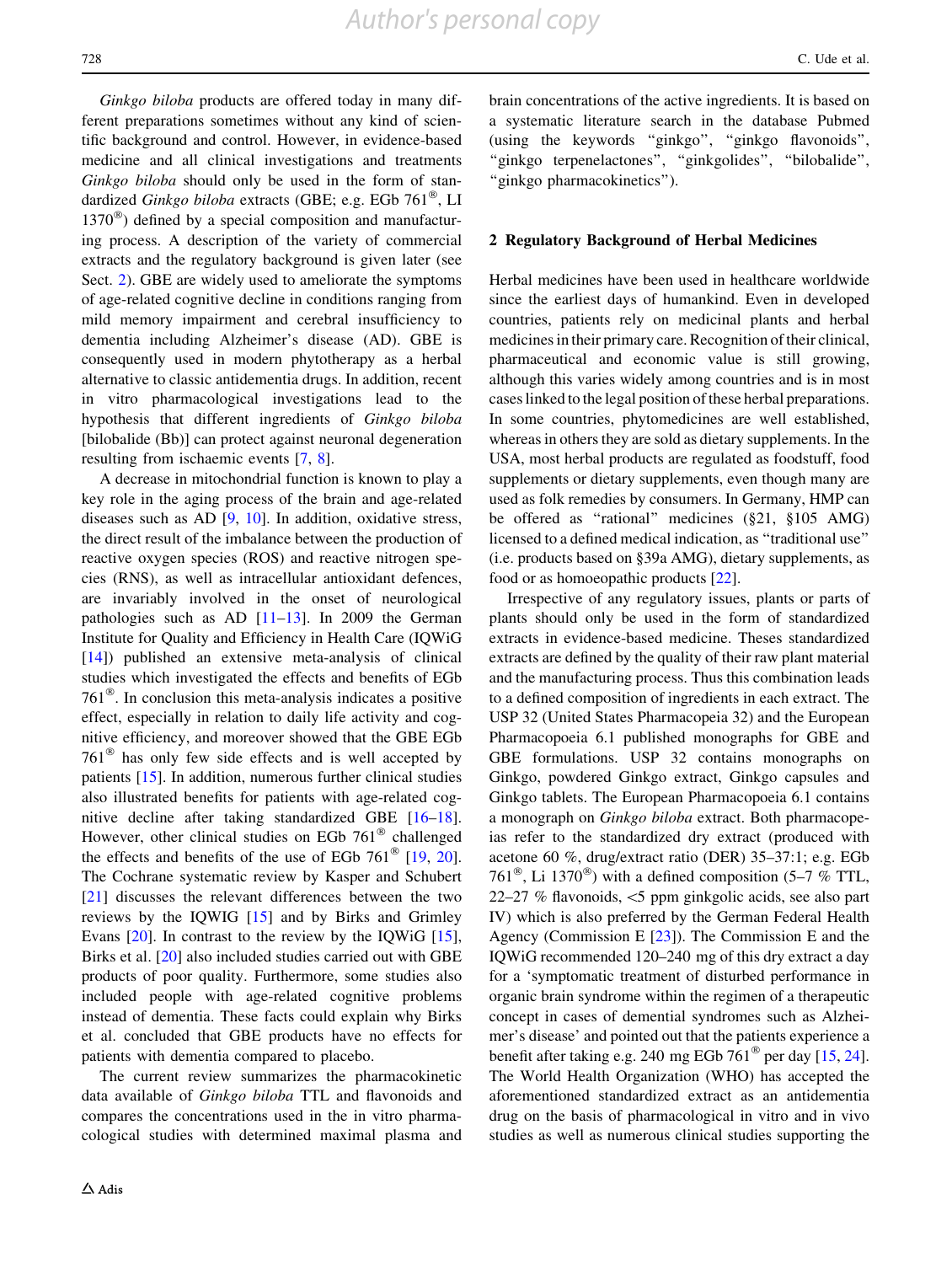*Ginkgo biloba* products are offered today in many different preparations sometimes without any kind of scientific background and control. However, in evidence-based medicine and all clinical investigations and treatments *Ginkgo biloba* should only be used in the form of standardized *Ginkgo biloba* extracts (GBE; e.g. EGb 761®, LI 1370®) defined by a special composition and manufacturing process. A description of the variety of commercial extracts and the regulatory background is given later (see Sect. 2). GBE are widely used to ameliorate the symptoms of age-related cognitive decline in conditions ranging from mild memory impairment and cerebral insufficiency to dementia including Alzheimer's disease (AD). GBE is consequently used in modern phytotherapy as a herbal alternative to classic antidementia drugs. In addition, recent in vitro pharmacological investigations lead to the hypothesis that different ingredients of *Ginkgo biloba* [bilobalide (Bb)] can protect against neuronal degeneration resulting from ischaemic events [7, 8].

A decrease in mitochondrial function is known to play a key role in the aging process of the brain and age-related diseases such as AD [9, 10]. In addition, oxidative stress, the direct result of the imbalance between the production of reactive oxygen species (ROS) and reactive nitrogen species (RNS), as well as intracellular antioxidant defences, are invariably involved in the onset of neurological pathologies such as AD [11–13]. In 2009 the German Institute for Quality and Efficiency in Health Care (IQWiG [14]) published an extensive meta-analysis of clinical studies which investigated the effects and benefits of EGb 761®. In conclusion this meta-analysis indicates a positive effect, especially in relation to daily life activity and cognitive efficiency, and moreover showed that the GBE EGb 761® has only few side effects and is well accepted by patients [15]. In addition, numerous further clinical studies also illustrated benefits for patients with age-related cognitive decline after taking standardized GBE [16–18]. However, other clinical studies on EGb 761® challenged the effects and benefits of the use of EGb 761® [19, 20]. The Cochrane systematic review by Kasper and Schubert [21] discusses the relevant differences between the two reviews by the IQWIG [15] and by Birks and Grimley Evans [20]. In contrast to the review by the IQWiG [15], Birks et al. [20] also included studies carried out with GBE products of poor quality. Furthermore, some studies also included people with age-related cognitive problems instead of dementia. These facts could explain why Birks et al. concluded that GBE products have no effects for patients with dementia compared to placebo.

The current review summarizes the pharmacokinetic data available of *Ginkgo biloba* TTL and flavonoids and compares the concentrations used in the in vitro pharmacological studies with determined maximal plasma and brain concentrations of the active ingredients. It is based on a systematic literature search in the database Pubmed (using the keywords "ginkgo", "ginkgo flavonoids", "ginkgo terpenelactones", "ginkgolides", "bilobalide", "ginkgo pharmacokinetics").

## 2 Regulatory Background of Herbal Medicines

Herbal medicines have been used in healthcare worldwide since the earliest days of humankind. Even in developed countries, patients rely on medicinal plants and herbal medicines in their primary care. Recognition of their clinical, pharmaceutical and economic value is still growing, although this varies widely among countries and is in most cases linked to the legal position of these herbal preparations. In some countries, phytomedicines are well established, whereas in others they are sold as dietary supplements. In the USA, most herbal products are regulated as foodstuff, food supplements or dietary supplements, even though many are used as folk remedies by consumers. In Germany, HMP can be offered as "rational" medicines (§21, §105 AMG) licensed to a defined medical indication, as "traditional use" (i.e. products based on §39a AMG), dietary supplements, as food or as homoeopathic products [22].

Irrespective of any regulatory issues, plants or parts of plants should only be used in the form of standardized extracts in evidence-based medicine. Theses standardized extracts are defined by the quality of their raw plant material and the manufacturing process. Thus this combination leads to a defined composition of ingredients in each extract. The USP 32 (United States Pharmacopeia 32) and the European Pharmacopoeia 6.1 published monographs for GBE and GBE formulations. USP 32 contains monographs on Ginkgo, powdered Ginkgo extract, Ginkgo capsules and Ginkgo tablets. The European Pharmacopoeia 6.1 contains a monograph on *Ginkgo biloba* extract. Both pharmacopeias refer to the standardized dry extract (produced with acetone 60 %, drug/extract ratio (DER) 35–37:1; e.g. EGb 761®, Li 1370®) with a defined composition (5–7 % TTL, 22–27 % flavonoids, <5 ppm ginkgolic acids, see also part IV) which is also preferred by the German Federal Health Agency (Commission E [23]). The Commission E and the IQWiG recommended 120–240 mg of this dry extract a day for a 'symptomatic treatment of disturbed performance in organic brain syndrome within the regimen of a therapeutic concept in cases of demential syndromes such as Alzheimer's disease' and pointed out that the patients experience a benefit after taking e.g. 240 mg EGb 761® per day [15, 24]. The World Health Organization (WHO) has accepted the aforementioned standardized extract as an antidementia drug on the basis of pharmacological in vitro and in vivo studies as well as numerous clinical studies supporting the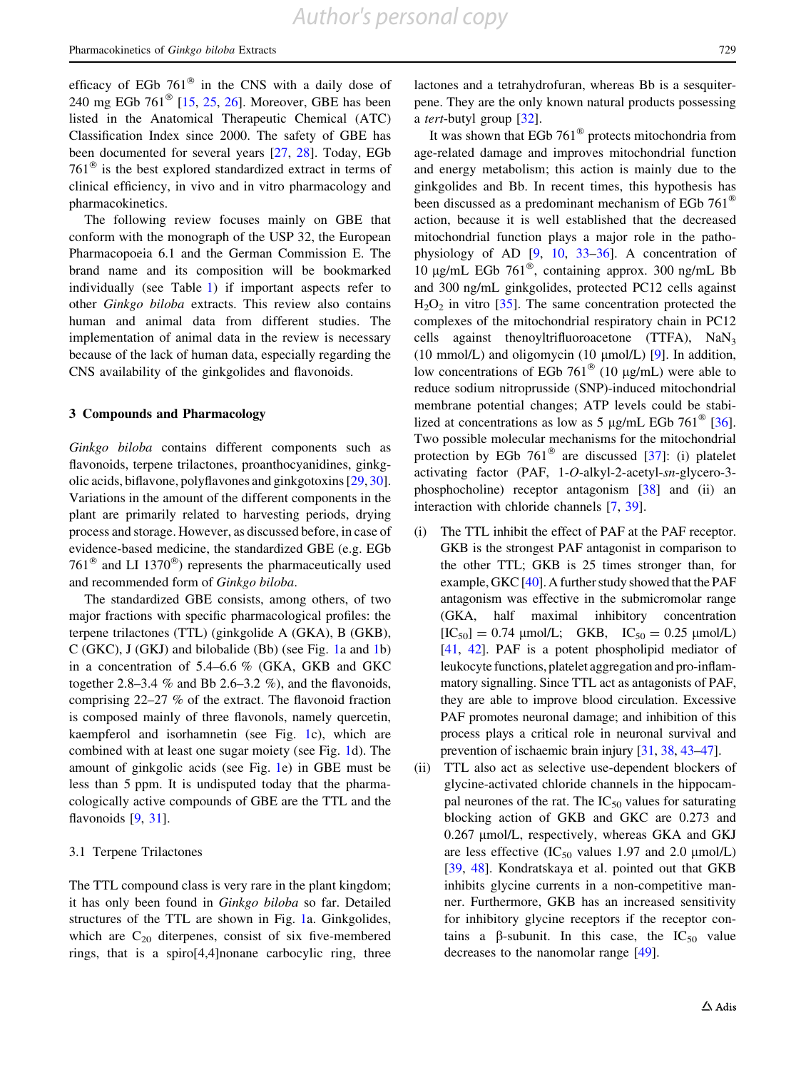efficacy of EGb 761® in the CNS with a daily dose of 240 mg EGb 761® [15, 25, 26]. Moreover, GBE has been listed in the Anatomical Therapeutic Chemical (ATC) Classification Index since 2000. The safety of GBE has been documented for several years [27, 28]. Today, EGb 761® is the best explored standardized extract in terms of clinical efficiency, in vivo and in vitro pharmacology and pharmacokinetics.

The following review focuses mainly on GBE that conform with the monograph of the USP 32, the European Pharmacopoeia 6.1 and the German Commission E. The brand name and its composition will be bookmarked individually (see Table 1) if important aspects refer to other *Ginkgo biloba* extracts. This review also contains human and animal data from different studies. The implementation of animal data in the review is necessary because of the lack of human data, especially regarding the CNS availability of the ginkgolides and flavonoids.

## 3 Compounds and Pharmacology

*Ginkgo biloba* contains different components such as flavonoids, terpene trilactones, proanthocyanidines, ginkgolic acids, biflavone, polyflavones and ginkgotoxins [29, 30]. Variations in the amount of the different components in the plant are primarily related to harvesting periods, drying process and storage. However, as discussed before, in case of evidence-based medicine, the standardized GBE (e.g. EGb 761® and LI 1370®) represents the pharmaceutically used and recommended form of *Ginkgo biloba*.

The standardized GBE consists, among others, of two major fractions with specific pharmacological profiles: the terpene trilactones (TTL) (ginkgolide A (GKA), B (GKB), C (GKC), J (GKJ) and bilobalide (Bb) (see Fig. 1a and 1b) in a concentration of 5.4–6.6 % (GKA, GKB and GKC together 2.8–3.4 % and Bb 2.6–3.2 %), and the flavonoids, comprising 22–27 % of the extract. The flavonoid fraction is composed mainly of three flavonols, namely quercetin, kaempferol and isorhamnetin (see Fig. 1c), which are combined with at least one sugar moiety (see Fig. 1d). The amount of ginkgolic acids (see Fig. 1e) in GBE must be less than 5 ppm. It is undisputed today that the pharmacologically active compounds of GBE are the TTL and the flavonoids [9, 31].

### 3.1 Terpene Trilactones

The TTL compound class is very rare in the plant kingdom; it has only been found in *Ginkgo biloba* so far. Detailed structures of the TTL are shown in Fig. 1a. Ginkgolides, which are $C_{20}$ diterpenes, consist of six five-membered rings, that is a spiro[4,4]nonane carbocylic ring, three lactones and a tetrahydrofuran, whereas Bb is a sesquiterpene. They are the only known natural products possessing a *tert*-butyl group [32].

It was shown that EGb 761® protects mitochondria from age-related damage and improves mitochondrial function and energy metabolism; this action is mainly due to the ginkgolides and Bb. In recent times, this hypothesis has been discussed as a predominant mechanism of EGb 761® action, because it is well established that the decreased mitochondrial function plays a major role in the pathophysiology of AD [9, 10, 33–36]. A concentration of 10 µg/mL EGb 761®, containing approx. 300 ng/mL Bb and 300 ng/mL ginkgolides, protected PC12 cells against $H_2O_2$ in vitro [35]. The same concentration protected the complexes of the mitochondrial respiratory chain in PC12 cells against thenoyltrifluoroacetone (TTFA), $NaN_3$ (10 mmol/L) and oligomycin (10 µmol/L) [9]. In addition, low concentrations of EGb 761® (10 µg/mL) were able to reduce sodium nitroprusside (SNP)-induced mitochondrial membrane potential changes; ATP levels could be stabilized at concentrations as low as 5 µg/mL EGb 761® [36]. Two possible molecular mechanisms for the mitochondrial protection by EGb 761® are discussed [37]: (i) platelet activating factor (PAF, 1-*O*-alkyl-2-acetyl-*sn*-glycero-3-phosphocholine) receptor antagonism [38] and (ii) an interaction with chloride channels [7, 39].

(i) The TTL inhibit the effect of PAF at the PAF receptor. GKB is the strongest PAF antagonist in comparison to the other TTL; GKB is 25 times stronger than, for example, GKC [40]. A further study showed that the PAF antagonism was effective in the submicromolar range (GKA, half maximal inhibitory concentration [$IC_{50}$] = 0.74 µmol/L; GKB, $IC_{50}$ = 0.25 µmol/L) [41, 42]. PAF is a potent phospholipid mediator of leukocyte functions, platelet aggregation and pro-inflammatory signalling. Since TTL act as antagonists of PAF, they are able to improve blood circulation. Excessive PAF promotes neuronal damage; and inhibition of this process plays a critical role in neuronal survival and prevention of ischaemic brain injury [31, 38, 43–47].

(ii) TTL also act as selective use-dependent blockers of glycine-activated chloride channels in the hippocampal neurones of the rat. The $IC_{50}$ values for saturating blocking action of GKB and GKC are 0.273 and 0.267 µmol/L, respectively, whereas GKA and GKJ are less effective ($IC_{50}$ values 1.97 and 2.0 µmol/L) [39, 48]. Kondratskaya et al. pointed out that GKB inhibits glycine currents in a non-competitive manner. Furthermore, GKB has an increased sensitivity for inhibitory glycine receptors if the receptor contains a β-subunit. In this case, the $IC_{50}$ value decreases to the nanomolar range [49].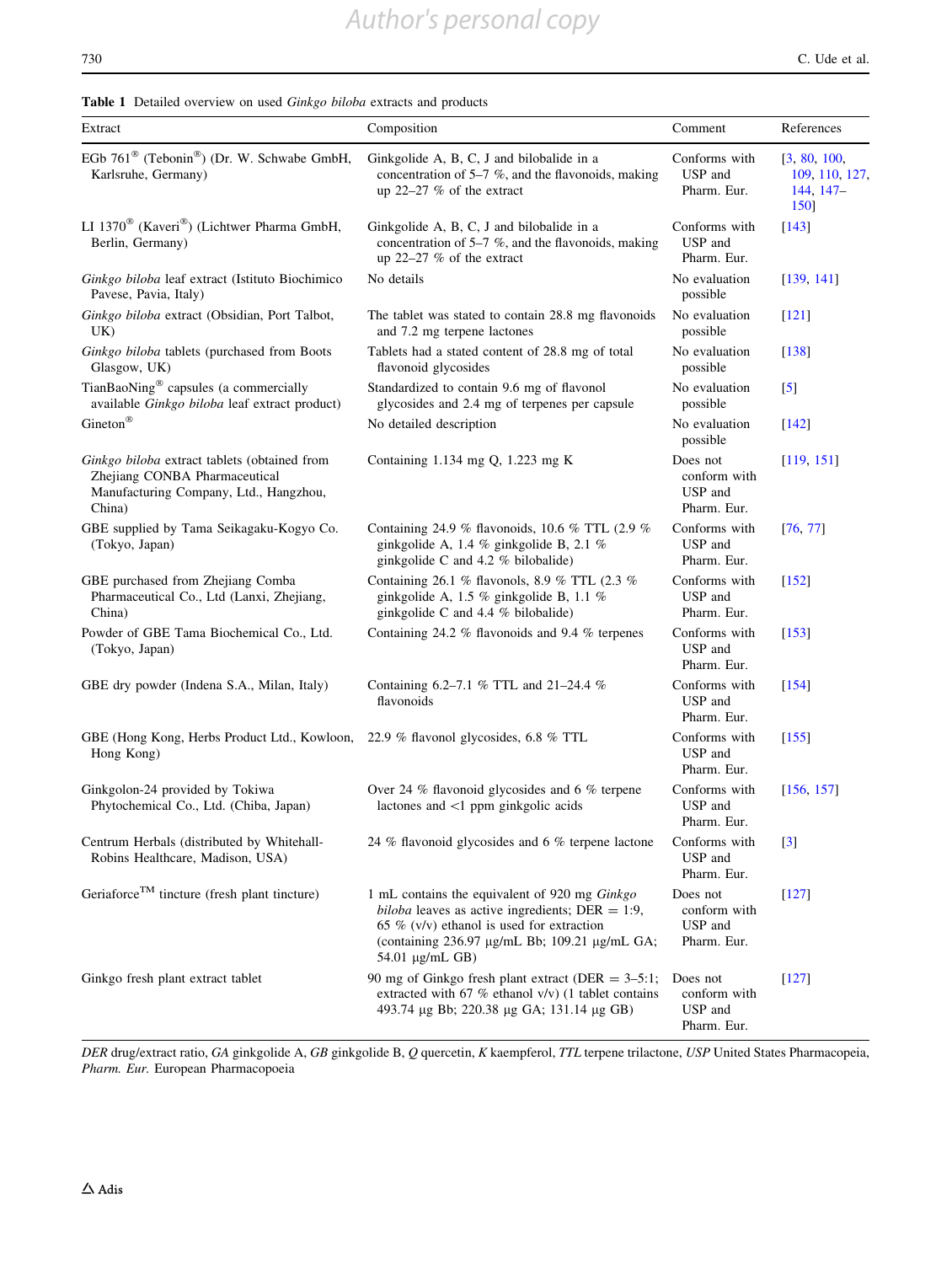**Table 1** Detailed overview on used *Ginkgo biloba* extracts and products

| Extract | Composition | Comment | References |
|---|---|---|---|
| EGb 761® (Tebonin®) (Dr. W. Schwabe GmbH, Karlsruhe, Germany) | Ginkgolide A, B, C, J and bilobalide in a concentration of 5–7 %, and the flavonoids, making up 22–27 % of the extract | Conforms with USP and Pharm. Eur. | [3, 80, 100, 109, 110, 127, 144, 147–150] |
| LI 1370® (Kaveri®) (Lichtwer Pharma GmbH, Berlin, Germany) | Ginkgolide A, B, C, J and bilobalide in a concentration of 5–7 %, and the flavonoids, making up 22–27 % of the extract | Conforms with USP and Pharm. Eur. | [143] |
| *Ginkgo biloba* leaf extract (Istituto Biochimico Pavese, Pavia, Italy) | No details | No evaluation possible | [139, 141] |
| *Ginkgo biloba* extract (Obsidian, Port Talbot, UK) | The tablet was stated to contain 28.8 mg flavonoids and 7.2 mg terpene lactones | No evaluation possible | [121] |
| *Ginkgo biloba* tablets (purchased from Boots Glasgow, UK) | Tablets had a stated content of 28.8 mg of total flavonoid glycosides | No evaluation possible | [138] |
| TianBaoNing® capsules (a commercially available *Ginkgo biloba* leaf extract product) | Standardized to contain 9.6 mg of flavonol glycosides and 2.4 mg of terpenes per capsule | No evaluation possible | [5] |
| Gineton® | No detailed description | No evaluation possible | [142] |
| *Ginkgo biloba* extract tablets (obtained from Zhejiang CONBA Pharmaceutical Manufacturing Company, Ltd., Hangzhou, China) | Containing 1.134 mg Q, 1.223 mg K | Does not conform with USP and Pharm. Eur. | [119, 151] |
| GBE supplied by Tama Seikagaku-Kogyo Co. (Tokyo, Japan) | Containing 24.9 % flavonoids, 10.6 % TTL (2.9 % ginkgolide A, 1.4 % ginkgolide B, 2.1 % ginkgolide C and 4.2 % bilobalide) | Conforms with USP and Pharm. Eur. | [76, 77] |
| GBE purchased from Zhejiang Comba Pharmaceutical Co., Ltd (Lanxi, Zhejiang, China) | Containing 26.1 % flavonols, 8.9 % TTL (2.3 % ginkgolide A, 1.5 % ginkgolide B, 1.1 % ginkgolide C and 4.4 % bilobalide) | Conforms with USP and Pharm. Eur. | [152] |
| Powder of GBE Tama Biochemical Co., Ltd. (Tokyo, Japan) | Containing 24.2 % flavonoids and 9.4 % terpenes | Conforms with USP and Pharm. Eur. | [153] |
| GBE dry powder (Indena S.A., Milan, Italy) | Containing 6.2–7.1 % TTL and 21–24.4 % flavonoids | Conforms with USP and Pharm. Eur. | [154] |
| GBE (Hong Kong, Herbs Product Ltd., Kowloon, Hong Kong) | 22.9 % flavonol glycosides, 6.8 % TTL | Conforms with USP and Pharm. Eur. | [155] |
| Ginkgolon-24 provided by Tokiwa Phytochemical Co., Ltd. (Chiba, Japan) | Over 24 % flavonoid glycosides and 6 % terpene lactones and <1 ppm ginkgolic acids | Conforms with USP and Pharm. Eur. | [156, 157] |
| Centrum Herbals (distributed by Whitehall-Robins Healthcare, Madison, USA) | 24 % flavonoid glycosides and 6 % terpene lactone | Conforms with USP and Pharm. Eur. | [3] |
| Geriaforce™ tincture (fresh plant tincture) | 1 mL contains the equivalent of 920 mg *Ginkgo biloba* leaves as active ingredients; DER = 1:9, 65 % (v/v) ethanol is used for extraction (containing 236.97 µg/mL Bb; 109.21 µg/mL GA; 54.01 µg/mL GB) | Does not conform with USP and Pharm. Eur. | [127] |
| Ginkgo fresh plant extract tablet | 90 mg of Ginkgo fresh plant extract (DER = 3–5:1; extracted with 67 % ethanol v/v) (1 tablet contains 493.74 µg Bb; 220.38 µg GA; 131.14 µg GB) | Does not conform with USP and Pharm. Eur. | [127] |

*DER* drug/extract ratio, *GA* ginkgolide A, *GB* ginkgolide B, *Q* quercetin, *K* kaempferol, *TTL* terpene trilactone, *USP* United States Pharmacopeia, *Pharm. Eur.* European Pharmacopoeia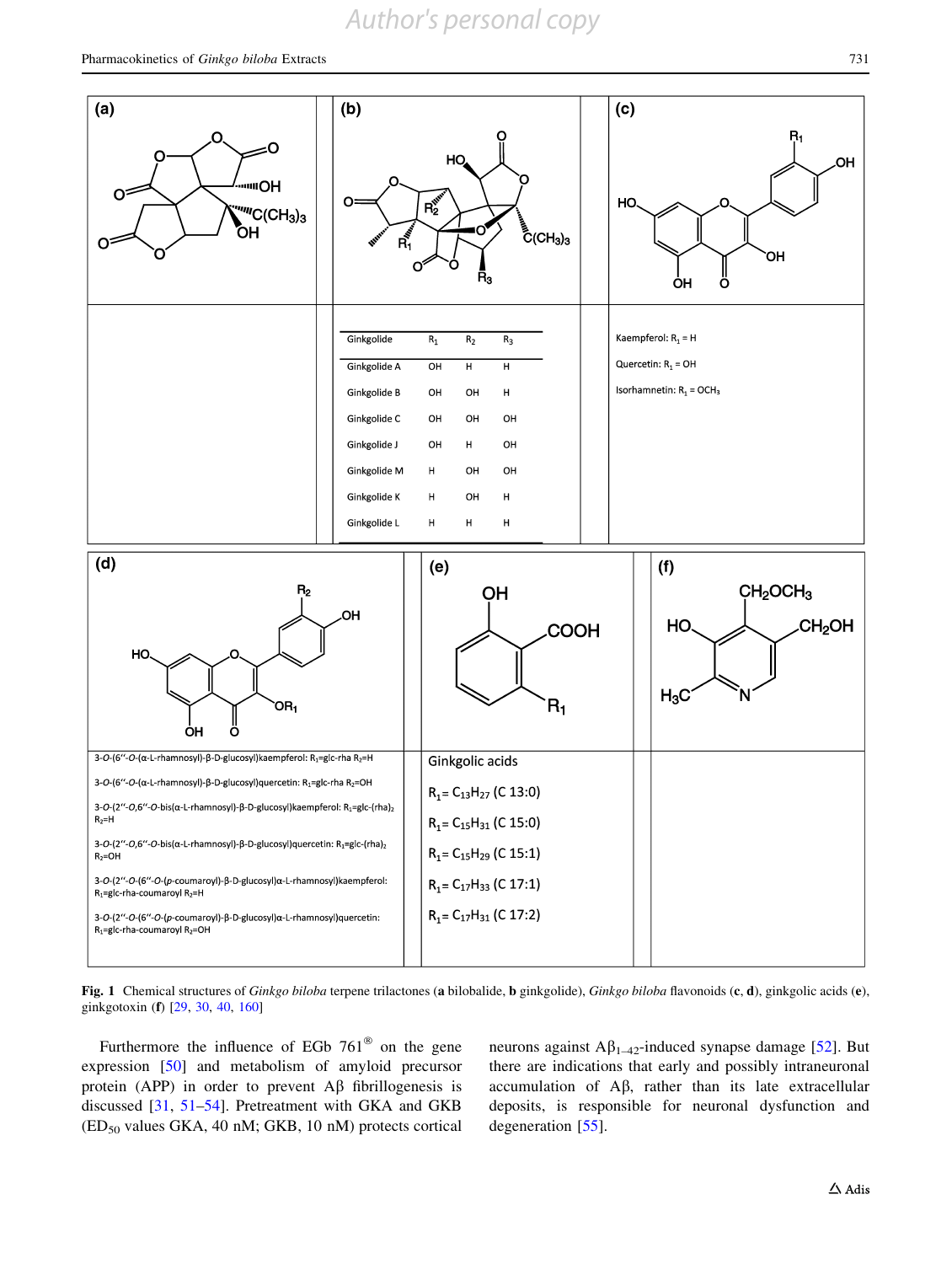| Ginkgolide | $R_1$ | $R_2$ | $R_3$ |
|---|---|---|---|
| Ginkgolide A | OH | H | H |
| Ginkgolide B | OH | OH | H |
| Ginkgolide C | OH | OH | OH |
| Ginkgolide J | OH | H | OH |
| Ginkgolide M | H | OH | OH |
| Ginkgolide K | H | OH | H |
| Ginkgolide L | H | H | H |

Kaempferol: $R_1$ = H

Quercetin: $R_1$ = OH

Isorhamnetin: $R_1$ = $OCH_3$

3-*O*-(6′′-*O*-(α-L-rhamnosyl)-β-D-glucosyl)kaempferol: $R_1$=glc-rha $R_2$=H

3-*O*-(6′′-*O*-(α-L-rhamnosyl)-β-D-glucosyl)quercetin: $R_1$=glc-rha $R_2$=OH

3-*O*-(2′′-*O*,6′′-*O*-bis(α-L-rhamnosyl)-β-D-glucosyl)kaempferol: $R_1$=glc-$(rha)_2$ $R_2$=H

3-*O*-(2′′-*O*,6′′-*O*-bis(α-L-rhamnosyl)-β-D-glucosyl)quercetin: $R_1$=glc-$(rha)_2$ $R_2$=OH

3-*O*-(2′′-*O*-(6′′-*O*-(*p*-coumaroyl)-β-D-glucosyl)α-L-rhamnosyl)kaempferol: $R_1$=glc-rha-coumaroyl $R_2$=H

3-*O*-(2′′-*O*-(6′′-*O*-(*p*-coumaroyl)-β-D-glucosyl)α-L-rhamnosyl)quercetin: $R_1$=glc-rha-coumaroyl $R_2$=OH

Ginkgolic acids

$R_1 = C_{13}H_{27}$ (C 13:0)

$R_1 = C_{15}H_{31}$ (C 15:0)

$R_1 = C_{15}H_{29}$ (C 15:1)

$R_1 = C_{17}H_{33}$ (C 17:1)

$R_1 = C_{17}H_{31}$ (C 17:2)

**Fig. 1** Chemical structures of *Ginkgo biloba* terpene trilactones (**a** bilobalide, **b** ginkgolide), *Ginkgo biloba* flavonoids (**c**, **d**), ginkgolic acids (**e**), ginkgotoxin (**f**) [29, 30, 40, 160]

Furthermore the influence of EGb 761® on the gene expression [50] and metabolism of amyloid precursor protein (APP) in order to prevent Aβ fibrillogenesis is discussed [31, 51–54]. Pretreatment with GKA and GKB ($ED_{50}$ values GKA, 40 nM; GKB, 10 nM) protects cortical neurons against $A\beta_{1-42}$-induced synapse damage [52]. But there are indications that early and possibly intraneuronal accumulation of Aβ, rather than its late extracellular deposits, is responsible for neuronal dysfunction and degeneration [55].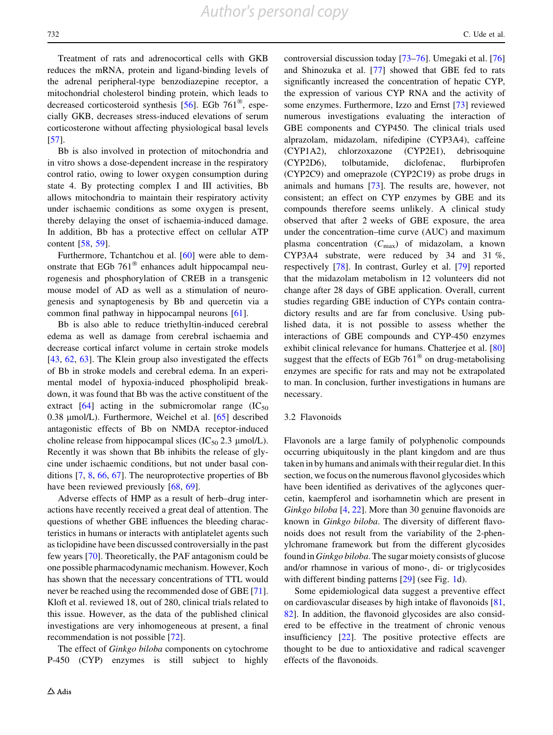Treatment of rats and adrenocortical cells with GKB reduces the mRNA, protein and ligand-binding levels of the adrenal peripheral-type benzodiazepine receptor, a mitochondrial cholesterol binding protein, which leads to decreased corticosteroid synthesis [56]. EGb 761®, especially GKB, decreases stress-induced elevations of serum corticosterone without affecting physiological basal levels [57].

Bb is also involved in protection of mitochondria and in vitro shows a dose-dependent increase in the respiratory control ratio, owing to lower oxygen consumption during state 4. By protecting complex I and III activities, Bb allows mitochondria to maintain their respiratory activity under ischaemic conditions as some oxygen is present, thereby delaying the onset of ischaemia-induced damage. In addition, Bb has a protective effect on cellular ATP content [58, 59].

Furthermore, Tchantchou et al. [60] were able to demonstrate that EGb 761® enhances adult hippocampal neurogenesis and phosphorylation of CREB in a transgenic mouse model of AD as well as a stimulation of neurogenesis and synaptogenesis by Bb and quercetin via a common final pathway in hippocampal neurons [61].

Bb is also able to reduce triethyltin-induced cerebral edema as well as damage from cerebral ischaemia and decrease cortical infarct volume in certain stroke models [43, 62, 63]. The Klein group also investigated the effects of Bb in stroke models and cerebral edema. In an experimental model of hypoxia-induced phospholipid breakdown, it was found that Bb was the active constituent of the extract [64] acting in the submicromolar range ($IC_{50}$ 0.38 μmol/L). Furthermore, Weichel et al. [65] described antagonistic effects of Bb on NMDA receptor-induced choline release from hippocampal slices ($IC_{50}$ 2.3 μmol/L). Recently it was shown that Bb inhibits the release of glycine under ischaemic conditions, but not under basal conditions [7, 8, 66, 67]. The neuroprotective properties of Bb have been reviewed previously [68, 69].

Adverse effects of HMP as a result of herb–drug interactions have recently received a great deal of attention. The questions of whether GBE influences the bleeding characteristics in humans or interacts with antiplatelet agents such as ticlopidine have been discussed controversially in the past few years [70]. Theoretically, the PAF antagonism could be one possible pharmacodynamic mechanism. However, Koch has shown that the necessary concentrations of TTL would never be reached using the recommended dose of GBE [71]. Kloft et al. reviewed 18, out of 280, clinical trials related to this issue. However, as the data of the published clinical investigations are very inhomogeneous at present, a final recommendation is not possible [72].

The effect of *Ginkgo biloba* components on cytochrome P-450 (CYP) enzymes is still subject to highly controversial discussion today [73–76]. Umegaki et al. [76] and Shinozuka et al. [77] showed that GBE fed to rats significantly increased the concentration of hepatic CYP, the expression of various CYP RNA and the activity of some enzymes. Furthermore, Izzo and Ernst [73] reviewed numerous investigations evaluating the interaction of GBE components and CYP450. The clinical trials used alprazolam, midazolam, nifedipine (CYP3A4), caffeine (CYP1A2), chlorzoxazone (CYP2E1), debrisoquine (CYP2D6), tolbutamide, diclofenac, flurbiprofen (CYP2C9) and omeprazole (CYP2C19) as probe drugs in animals and humans [73]. The results are, however, not consistent; an effect on CYP enzymes by GBE and its compounds therefore seems unlikely. A clinical study observed that after 2 weeks of GBE exposure, the area under the concentration–time curve (AUC) and maximum plasma concentration ($C_{max}$) of midazolam, a known CYP3A4 substrate, were reduced by 34 and 31 %, respectively [78]. In contrast, Gurley et al. [79] reported that the midazolam metabolism in 12 volunteers did not change after 28 days of GBE application. Overall, current studies regarding GBE induction of CYPs contain contradictory results and are far from conclusive. Using published data, it is not possible to assess whether the interactions of GBE compounds and CYP-450 enzymes exhibit clinical relevance for humans. Chatterjee et al. [80] suggest that the effects of EGb 761® on drug-metabolising enzymes are specific for rats and may not be extrapolated to man. In conclusion, further investigations in humans are necessary.

### 3.2 Flavonoids

Flavonols are a large family of polyphenolic compounds occurring ubiquitously in the plant kingdom and are thus taken in by humans and animals with their regular diet. In this section, we focus on the numerous flavonol glycosides which have been identified as derivatives of the aglycones quercetin, kaempferol and isorhamnetin which are present in *Ginkgo biloba* [4, 22]. More than 30 genuine flavonoids are known in *Ginkgo biloba*. The diversity of different flavonoids does not result from the variability of the 2-phenylchromane framework but from the different glycosides found in *Ginkgo biloba*. The sugar moiety consists of glucose and/or rhamnose in various of mono-, di- or triglycosides with different binding patterns [29] (see Fig. 1d).

Some epidemiological data suggest a preventive effect on cardiovascular diseases by high intake of flavonoids [81, 82]. In addition, the flavonoid glycosides are also considered to be effective in the treatment of chronic venous insufficiency [22]. The positive protective effects are thought to be due to antioxidative and radical scavenger effects of the flavonoids.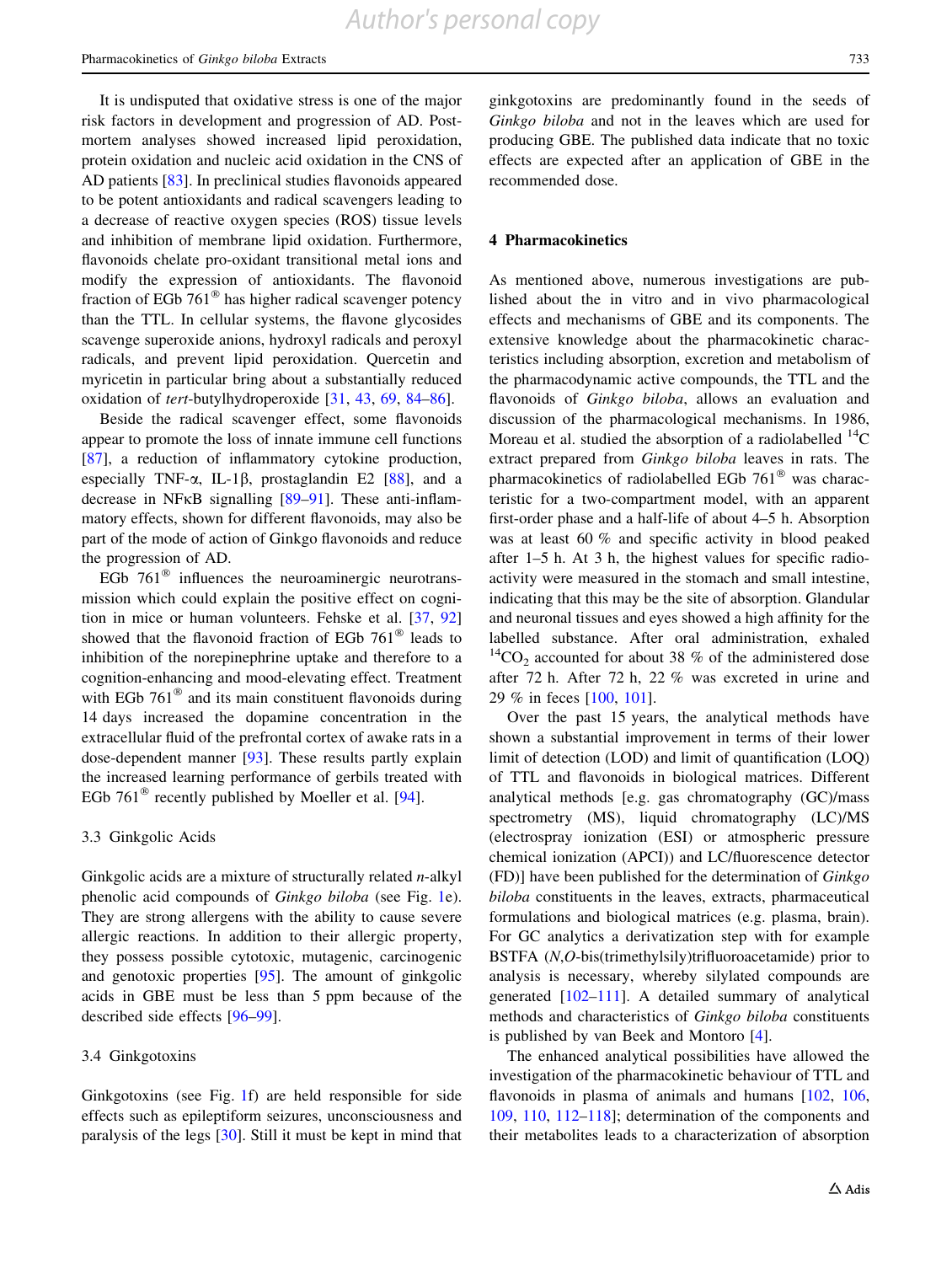It is undisputed that oxidative stress is one of the major risk factors in development and progression of AD. Post-mortem analyses showed increased lipid peroxidation, protein oxidation and nucleic acid oxidation in the CNS of AD patients [83]. In preclinical studies flavonoids appeared to be potent antioxidants and radical scavengers leading to a decrease of reactive oxygen species (ROS) tissue levels and inhibition of membrane lipid oxidation. Furthermore, flavonoids chelate pro-oxidant transitional metal ions and modify the expression of antioxidants. The flavonoid fraction of EGb 761® has higher radical scavenger potency than the TTL. In cellular systems, the flavone glycosides scavenge superoxide anions, hydroxyl radicals and peroxyl radicals, and prevent lipid peroxidation. Quercetin and myricetin in particular bring about a substantially reduced oxidation of *tert*-butylhydroperoxide [31, 43, 69, 84–86].

Beside the radical scavenger effect, some flavonoids appear to promote the loss of innate immune cell functions [87], a reduction of inflammatory cytokine production, especially TNF-α, IL-1β, prostaglandin E2 [88], and a decrease in NFκB signalling [89–91]. These anti-inflammatory effects, shown for different flavonoids, may also be part of the mode of action of Ginkgo flavonoids and reduce the progression of AD.

EGb 761® influences the neuroaminergic neurotransmission which could explain the positive effect on cognition in mice or human volunteers. Fehske et al. [37, 92] showed that the flavonoid fraction of EGb 761® leads to inhibition of the norepinephrine uptake and therefore to a cognition-enhancing and mood-elevating effect. Treatment with EGb 761® and its main constituent flavonoids during 14 days increased the dopamine concentration in the extracellular fluid of the prefrontal cortex of awake rats in a dose-dependent manner [93]. These results partly explain the increased learning performance of gerbils treated with EGb 761® recently published by Moeller et al. [94].

### 3.3 Ginkgolic Acids

Ginkgolic acids are a mixture of structurally related *n*-alkyl phenolic acid compounds of *Ginkgo biloba* (see Fig. 1e). They are strong allergens with the ability to cause severe allergic reactions. In addition to their allergic property, they possess possible cytotoxic, mutagenic, carcinogenic and genotoxic properties [95]. The amount of ginkgolic acids in GBE must be less than 5 ppm because of the described side effects [96–99].

### 3.4 Ginkgotoxins

Ginkgotoxins (see Fig. 1f) are held responsible for side effects such as epileptiform seizures, unconsciousness and paralysis of the legs [30]. Still it must be kept in mind that ginkgotoxins are predominantly found in the seeds of *Ginkgo biloba* and not in the leaves which are used for producing GBE. The published data indicate that no toxic effects are expected after an application of GBE in the recommended dose.

## 4 Pharmacokinetics

As mentioned above, numerous investigations are published about the in vitro and in vivo pharmacological effects and mechanisms of GBE and its components. The extensive knowledge about the pharmacokinetic characteristics including absorption, excretion and metabolism of the pharmacodynamic active compounds, the TTL and the flavonoids of *Ginkgo biloba*, allows an evaluation and discussion of the pharmacological mechanisms. In 1986, Moreau et al. studied the absorption of a radiolabelled $^{14}C$ extract prepared from *Ginkgo biloba* leaves in rats. The pharmacokinetics of radiolabelled EGb 761® was characteristic for a two-compartment model, with an apparent first-order phase and a half-life of about 4–5 h. Absorption was at least 60 % and specific activity in blood peaked after 1–5 h. At 3 h, the highest values for specific radioactivity were measured in the stomach and small intestine, indicating that this may be the site of absorption. Glandular and neuronal tissues and eyes showed a high affinity for the labelled substance. After oral administration, exhaled $^{14}CO_2$ accounted for about 38 % of the administered dose after 72 h. After 72 h, 22 % was excreted in urine and 29 % in feces [100, 101].

Over the past 15 years, the analytical methods have shown a substantial improvement in terms of their lower limit of detection (LOD) and limit of quantification (LOQ) of TTL and flavonoids in biological matrices. Different analytical methods [e.g. gas chromatography (GC)/mass spectrometry (MS), liquid chromatography (LC)/MS (electrospray ionization (ESI) or atmospheric pressure chemical ionization (APCI)) and LC/fluorescence detector (FD)] have been published for the determination of *Ginkgo biloba* constituents in the leaves, extracts, pharmaceutical formulations and biological matrices (e.g. plasma, brain). For GC analytics a derivatization step with for example BSTFA (*N*,*O*-bis(trimethylsily)trifluoroacetamide) prior to analysis is necessary, whereby silylated compounds are generated [102–111]. A detailed summary of analytical methods and characteristics of *Ginkgo biloba* constituents is published by van Beek and Montoro [4].

The enhanced analytical possibilities have allowed the investigation of the pharmacokinetic behaviour of TTL and flavonoids in plasma of animals and humans [102, 106, 109, 110, 112–118]; determination of the components and their metabolites leads to a characterization of absorption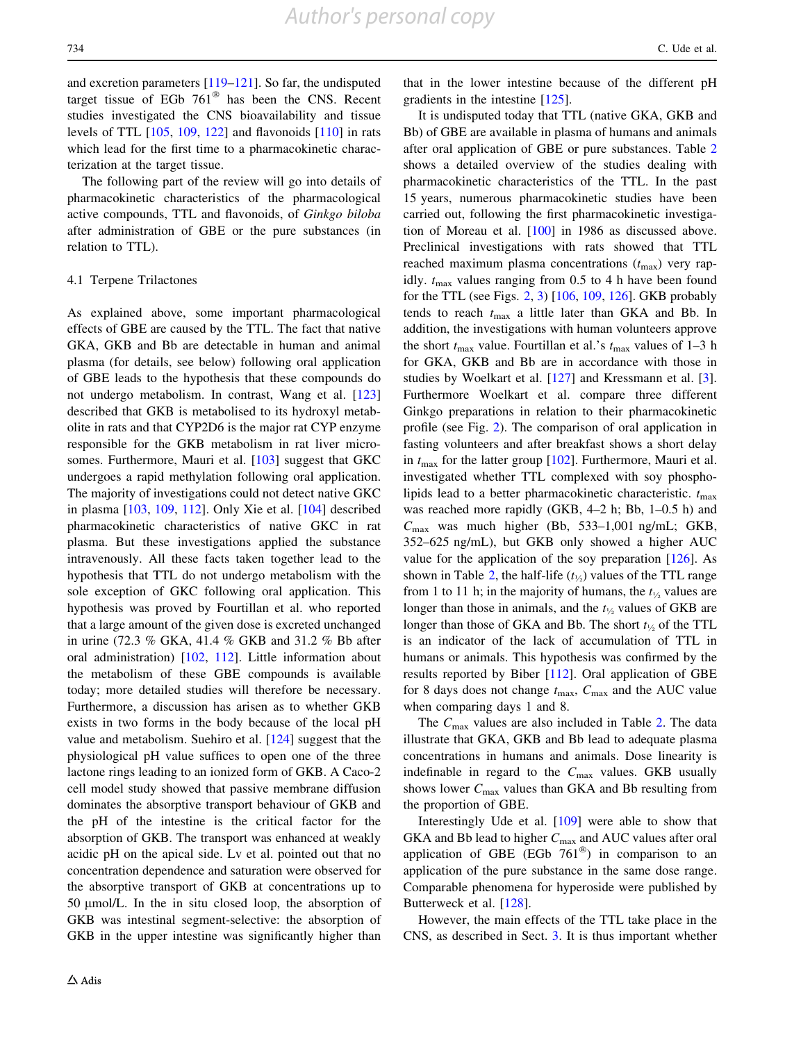and excretion parameters [119–121]. So far, the undisputed target tissue of EGb 761® has been the CNS. Recent studies investigated the CNS bioavailability and tissue levels of TTL [105, 109, 122] and flavonoids [110] in rats which lead for the first time to a pharmacokinetic characterization at the target tissue.

The following part of the review will go into details of pharmacokinetic characteristics of the pharmacological active compounds, TTL and flavonoids, of *Ginkgo biloba* after administration of GBE or the pure substances (in relation to TTL).

### 4.1 Terpene Trilactones

As explained above, some important pharmacological effects of GBE are caused by the TTL. The fact that native GKA, GKB and Bb are detectable in human and animal plasma (for details, see below) following oral application of GBE leads to the hypothesis that these compounds do not undergo metabolism. In contrast, Wang et al. [123] described that GKB is metabolised to its hydroxyl metabolite in rats and that CYP2D6 is the major rat CYP enzyme responsible for the GKB metabolism in rat liver microsomes. Furthermore, Mauri et al. [103] suggest that GKC undergoes a rapid methylation following oral application. The majority of investigations could not detect native GKC in plasma [103, 109, 112]. Only Xie et al. [104] described pharmacokinetic characteristics of native GKC in rat plasma. But these investigations applied the substance intravenously. All these facts taken together lead to the hypothesis that TTL do not undergo metabolism with the sole exception of GKC following oral application. This hypothesis was proved by Fourtillan et al. who reported that a large amount of the given dose is excreted unchanged in urine (72.3 % GKA, 41.4 % GKB and 31.2 % Bb after oral administration) [102, 112]. Little information about the metabolism of these GBE compounds is available today; more detailed studies will therefore be necessary. Furthermore, a discussion has arisen as to whether GKB exists in two forms in the body because of the local pH value and metabolism. Suehiro et al. [124] suggest that the physiological pH value suffices to open one of the three lactone rings leading to an ionized form of GKB. A Caco-2 cell model study showed that passive membrane diffusion dominates the absorptive transport behaviour of GKB and the pH of the intestine is the critical factor for the absorption of GKB. The transport was enhanced at weakly acidic pH on the apical side. Lv et al. pointed out that no concentration dependence and saturation were observed for the absorptive transport of GKB at concentrations up to 50 µmol/L. In the in situ closed loop, the absorption of GKB was intestinal segment-selective: the absorption of GKB in the upper intestine was significantly higher than that in the lower intestine because of the different pH gradients in the intestine [125].

It is undisputed today that TTL (native GKA, GKB and Bb) of GBE are available in plasma of humans and animals after oral application of GBE or pure substances. Table 2 shows a detailed overview of the studies dealing with pharmacokinetic characteristics of the TTL. In the past 15 years, numerous pharmacokinetic studies have been carried out, following the first pharmacokinetic investigation of Moreau et al. [100] in 1986 as discussed above. Preclinical investigations with rats showed that TTL reached maximum plasma concentrations ($t_{max}$) very rapidly. $t_{max}$ values ranging from 0.5 to 4 h have been found for the TTL (see Figs. 2, 3) [106, 109, 126]. GKB probably tends to reach $t_{max}$ a little later than GKA and Bb. In addition, the investigations with human volunteers approve the short $t_{max}$ value. Fourtillan et al.'s $t_{max}$ values of 1–3 h for GKA, GKB and Bb are in accordance with those in studies by Woelkart et al. [127] and Kressmann et al. [3]. Furthermore Woelkart et al. compare three different Ginkgo preparations in relation to their pharmacokinetic profile (see Fig. 2). The comparison of oral application in fasting volunteers and after breakfast shows a short delay in $t_{max}$ for the latter group [102]. Furthermore, Mauri et al. investigated whether TTL complexed with soy phospholipids lead to a better pharmacokinetic characteristic. $t_{max}$ was reached more rapidly (GKB, 4–2 h; Bb, 1–0.5 h) and $C_{max}$ was much higher (Bb, 533–1,001 ng/mL; GKB, 352–625 ng/mL), but GKB only showed a higher AUC value for the application of the soy preparation [126]. As shown in Table 2, the half-life ($t_{½}$) values of the TTL range from 1 to 11 h; in the majority of humans, the $t_{½}$ values are longer than those in animals, and the $t_{½}$ values of GKB are longer than those of GKA and Bb. The short $t_{½}$ of the TTL is an indicator of the lack of accumulation of TTL in humans or animals. This hypothesis was confirmed by the results reported by Biber [112]. Oral application of GBE for 8 days does not change $t_{max}$, $C_{max}$ and the AUC value when comparing days 1 and 8.

The $C_{max}$ values are also included in Table 2. The data illustrate that GKA, GKB and Bb lead to adequate plasma concentrations in humans and animals. Dose linearity is indefinable in regard to the $C_{max}$ values. GKB usually shows lower $C_{max}$ values than GKA and Bb resulting from the proportion of GBE.

Interestingly Ude et al. [109] were able to show that GKA and Bb lead to higher $C_{max}$ and AUC values after oral application of GBE (EGb 761®) in comparison to an application of the pure substance in the same dose range. Comparable phenomena for hyperoside were published by Butterweck et al. [128].

However, the main effects of the TTL take place in the CNS, as described in Sect. 3. It is thus important whether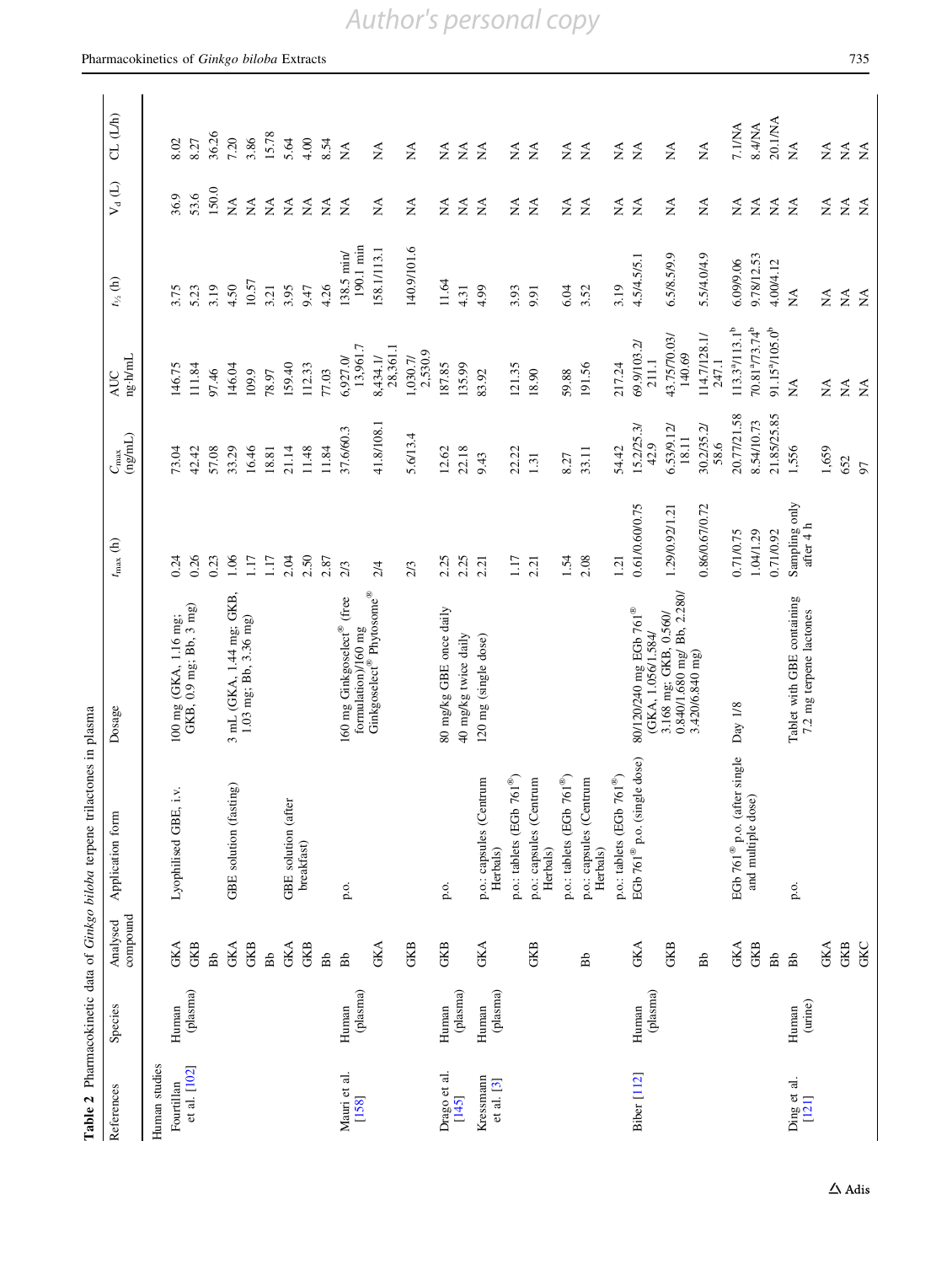**Table 2** Pharmacokinetic data of *Ginkgo biloba* terpene trilactones in plasma

| References | Species | Analysed compound | Application form | Dosage | $t_{max}$ (h) | $C_{max}$ (ng/mL) | AUC ng·h/mL | $t_{½}$ (h) | $V_d$ (L) | CL (L/h) |
|---|---|---|---|---|---|---|---|---|---|---|
| Human studies | | | | | | | | | | |
| Fourtillan et al. [102] | Human (plasma) | GKA | Lyophilised GBE, i.v. | 100 mg (GKA, 1.16 mg; GKB, 0.9 mg; Bb, 3 mg) | 0.24 | 73.04 | 146.75 | 3.75 | 36.9 | 8.02 |
| | | GKB | | | 0.26 | 42.42 | 111.84 | 5.23 | 53.6 | 8.27 |
| | | Bb | | | 0.23 | 57.08 | 97.46 | 3.19 | 150.0 | 36.26 |
| | | GKA | GBE solution (fasting) | 3 mL (GKA, 1.44 mg; GKB, 1.03 mg; Bb, 3.36 mg) | 1.06 | 33.29 | 146.04 | 4.50 | NA | 7.20 |
| | | GKB | | | 1.17 | 16.46 | 109.9 | 10.57 | NA | 3.86 |
| | | Bb | | | 1.17 | 18.81 | 78.97 | 3.21 | NA | 15.78 |
| | | GKA | GBE solution (after breakfast) | | 2.04 | 21.14 | 159.40 | 3.95 | NA | 5.64 |
| | | GKB | | | 2.50 | 11.48 | 112.33 | 9.47 | NA | 4.00 |
| | | Bb | | | 2.87 | 11.84 | 77.03 | 4.26 | NA | 8.54 |
| Mauri et al. [158] | Human (plasma) | Bb | p.o. | 160 mg Ginkgoselect® (free formulation)/160 mg Ginkgoselect® Phytosome® | 2/3 | 37.6/60.3 | 6,927.0/ 13,961.7 | 138.5 min/ 190.1 min | NA | NA |
| | | GKA | | | 2/4 | 41.8/108.1 | 8,434.1/ 28,361.1 | 158.1/113.1 | NA | NA |
| | | GKB | | | 2/3 | 5.6/13.4 | 1,030.7/ 2,530.9 | 140.9/101.6 | NA | NA |
| Drago et al. [145] | Human (plasma) | GKB | p.o. | 80 mg/kg GBE once daily | 2.25 | 12.62 | 187.85 | 11.64 | NA | NA |
| | | | | 40 mg/kg twice daily | 2.25 | 22.18 | 135.99 | 4.31 | NA | NA |
| Kressmann et al. [3] | Human (plasma) | GKA | p.o.: capsules (Centrum Herbals) | 120 mg (single dose) | 2.21 | 9.43 | 83.92 | 4.99 | NA | NA |
| | | | p.o.: tablets (EGb 761®) | | 1.17 | 22.22 | 121.35 | 3.93 | NA | NA |
| | | GKB | p.o.: capsules (Centrum Herbals) | | 2.21 | 1.31 | 18.90 | 9.91 | NA | NA |
| | | | p.o.: tablets (EGb 761®) | | 1.54 | 8.27 | 59.88 | 6.04 | NA | NA |
| | | Bb | p.o.: capsules (Centrum Herbals) | | 2.08 | 33.11 | 191.56 | 3.52 | NA | NA |
| | | | p.o.: tablets (EGb 761®) | | 1.21 | 54.42 | 217.24 | 3.19 | NA | NA |
| Biber [112] | Human (plasma) | GKA | EGb 761® p.o. (single dose) | 80/120/240 mg EGb 761® (GKA, 1.056/1.584/ 3.168 mg; GKB, 0.560/ 0.840/1.680 mg/ Bb, 2.280/ 3.420/6.840 mg) | 0.61/0.60/0.75 | 15.2/25.3/ 42.9 | 69.9/103.2/ 211.1 | 4.5/4.5/5.1 | NA | NA |
| | | GKB | | | 1.29/0.92/1.21 | 6.53/9.12/ 18.11 | 43.75/70.03/ 140.69 | 6.5/8.5/9.9 | NA | NA |
| | | Bb | | | 0.86/0.67/0.72 | 30.2/35.2/ 58.6 | 114.7/128.1/ 247.1 | 5.5/4.0/4.9 | NA | NA |
| | | GKA | EGb 761® p.o. (after single and multiple dose) | Day 1/8 | 0.71/0.75 | 20.77/21.58 | 113.3[a]/113.1[b] | 6.09/9.06 | NA | 7.1/NA |
| | | GKB | | | 1.04/1.29 | 8.54/10.73 | 70.81[a]/73.74[b] | 9.78/12.53 | NA | 8.4/NA |
| | | Bb | | | 0.71/0.92 | 21.85/25.85 | 91.15[a]/105.0[b] | 4.00/4.12 | NA | 20.1/NA |
| Ding et al. [121] | Human (urine) | Bb | p.o. | Tablet with GBE containing 7.2 mg terpene lactones | Sampling only after 4 h | 1,556 | NA | NA | NA | NA |
| | | GKA | | | | 1,659 | NA | NA | NA | NA |
| | | GKB | | | | 652 | NA | NA | NA | NA |
| | | GKC | | | | 97 | NA | NA | NA | NA |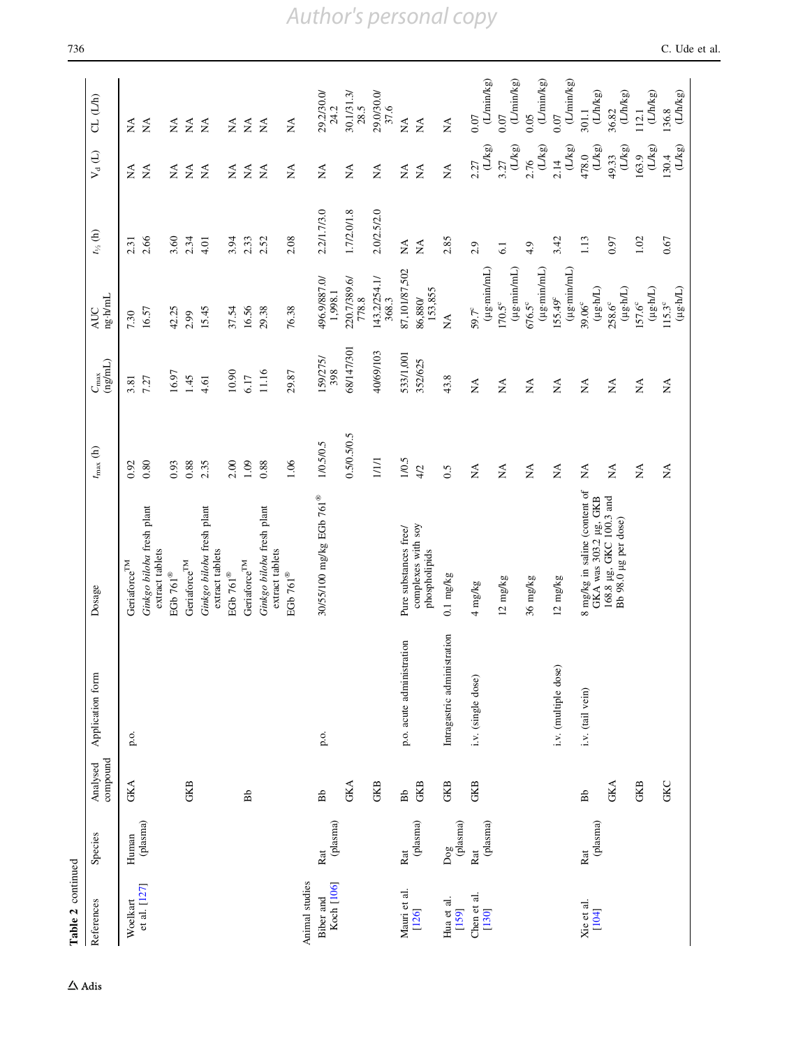Table 2 continued

| References | Species | Analysed compound | Application form | Dosage | $t_{max}$ (h) | $C_{max}$ (ng/mL) | AUC ng·h/mL | $t_{½}$ (h) | $V_d$ (L) | CL (L/h) |
|---|---|---|---|---|---|---|---|---|---|---|
| Woelkart et al. [127] | Human (plasma) | GKA | p.o. | Geriaforce™ | 0.92 | 3.81 | 7.30 | 2.31 | NA | NA |
| | | | | *Ginkgo biloba* fresh plant extract tablets | 0.80 | 7.27 | 16.57 | 2.66 | NA | NA |
| | | | | EGb 761® | 0.93 | 16.97 | 42.25 | 3.60 | NA | NA |
| | | GKB | | Geriaforce™ | 0.88 | 1.45 | 2.99 | 2.34 | NA | NA |
| | | | | *Ginkgo biloba* fresh plant extract tablets | 2.35 | 4.61 | 15.45 | 4.01 | NA | NA |
| | | | | EGb 761® | 2.00 | 10.90 | 37.54 | 3.94 | NA | NA |
| | | Bb | | Geriaforce™ | 1.09 | 6.17 | 16.56 | 2.33 | NA | NA |
| | | | | *Ginkgo biloba* fresh plant extract tablets | 0.88 | 11.16 | 29.38 | 2.52 | NA | NA |
| | | | | EGb 761® | 1.06 | 29.87 | 76.38 | 2.08 | NA | NA |
| Animal studies | | | | | | | | | | |
| Biber and Koch [106] | Rat (plasma) | Bb | p.o. | 30/55/100 mg/kg EGb 761® | 1/0.5/0.5 | 159/275/398 | 496.9/887.0/1,998.1 | 2.2/1.7/3.0 | NA | 29.2/30.0/24.2 |
| | | GKA | | | 0.5/0.5/0.5 | 68/147/301 | 220.7/389.6/778.8 | 1.7/2.0/1.8 | NA | 30.1/31.3/28.5 |
| | | GKB | | | 1/1/1 | 40/69/103 | 143.2/254.1/368.3 | 2.0/2.5/2.0 | NA | 29.0/30.0/37.6 |
| Mauri et al. [126] | Rat (plasma) | Bb | p.o. acute administration | Pure substances free/complexes with soy phospholipids | 1/0.5 | 533/1,001 | 87,101/87,502 | NA | NA | NA |
| | | GKB | | | 4/2 | 352/625 | 86,880/153,855 | NA | NA | NA |
| Hua et al. [159] | Dog (plasma) | GKB | Intragastric administration | 0.1 mg/kg | 0.5 | 43.8 | NA | 2.85 | NA | NA |
| Chen et al. [130] | Rat (plasma) | GKB | i.v. (single dose) | 4 mg/kg | NA | NA | 59.7[c] (μg·min/mL) | 2.9 | 2.27 (L/kg) | 0.07 (L/min/kg) |
| | | | | 12 mg/kg | NA | NA | 170.5[c] (μg·min/mL) | 6.1 | 3.27 (L/kg) | 0.07 (L/min/kg) |
| | | | | 36 mg/kg | NA | NA | 676.5[c] (μg·min/mL) | 4.9 | 2.76 (L/kg) | 0.05 (L/min/kg) |
| | | | i.v. (multiple dose) | 12 mg/kg | NA | NA | 155.49[c] (μg·min/mL) | 3.42 | 2.14 (L/kg) | 0.07 (L/min/kg) |
| Xie et al. [104] | Rat (plasma) | Bb | i.v. (tail vein) | 8 mg/kg in saline (content of GKA was 303.2 μg, GKB 168.8 μg, GKC 100.3 and Bb 98.0 μg per dose) | NA | NA | 39.06[c] (μg·h/L) | 1.13 | 478.0 (L/kg) | 301.1 (L/h/kg) |
| | | GKA | | | NA | NA | 258.6[c] (μg·h/L) | 0.97 | 49.33 (L/kg) | 36.82 (L/h/kg) |
| | | GKB | | | NA | NA | 157.6[c] (μg·h/L) | 1.02 | 163.9 (L/kg) | 112.1 (L/h/kg) |
| | | GKC | | | NA | NA | 115.3[c] (μg·h/L) | 0.67 | 130.4 (L/kg) | 136.8 (L/h/kg) |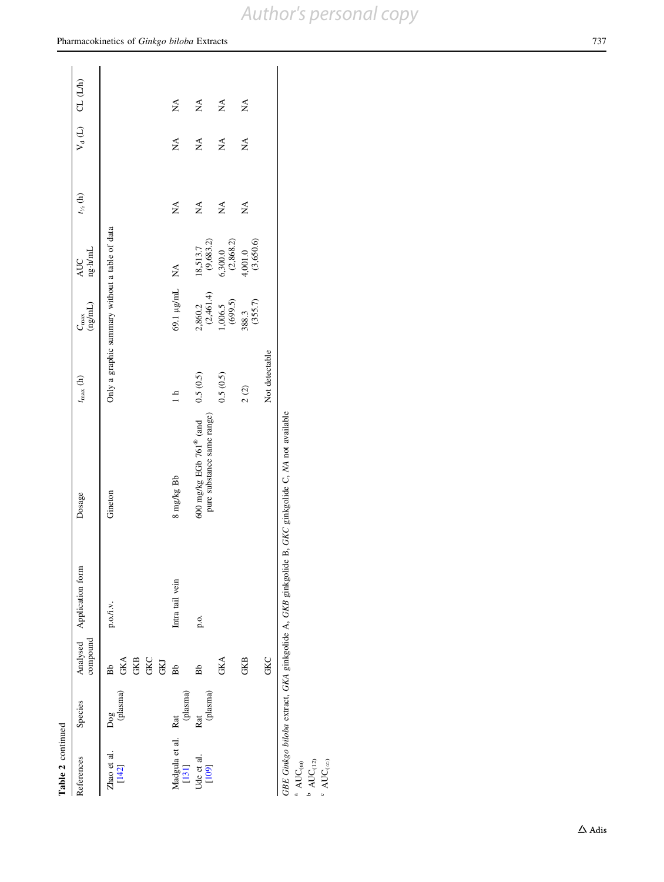**Table 2** continued

| References | Species | Analysed compound | Application form | Dosage | $t_{max}$ (h) | $C_{max}$ (ng/mL) | AUC ng·h/mL | $t_{½}$ (h) | $V_d$ (L) | CL (L/h) |
|---|---|---|---|---|---|---|---|---|---|---|
| Zhao et al. [142] | Dog (plasma) | Bb<br>GKA<br>GKB<br>GKC<br>GKJ | p.o./i.v. | Gineton | Only a graphic summary without a table of data | | | | | |
| Madgula et al. [131] | Rat (plasma) | Bb | Intra tail vein | 8 mg/kg Bb | 1 h | 69.1 µg/mL | NA | NA | NA | NA |
| Ude et al. [109] | Rat (plasma) | Bb | p.o. | 600 mg/kg EGb 761® (and pure substance same range) | 0.5 (0.5) | 2,860.2 (2,461.4) | 18,513.7 (9,683.2) | NA | NA | NA |
| | | GKA | | | 0.5 (0.5) | 1,006.5 (699.5) | 6,300.0 (2,868.2) | NA | NA | NA |
| | | GKB | | | 2 (2) | 388.3 (355.7) | 4,001.0 (3,650.6) | NA | NA | NA |
| | | GKC | | | Not detectable | | | | | |

*GBE Ginkgo biloba* extract, *GKA* ginkgolide A, *GKB* ginkgolide B, *GKC* ginkgolide C, *NA* not available

[a] $AUC_{(\omega)}$

[b] $AUC_{(12)}$

[c] $AUC_{(\infty)}$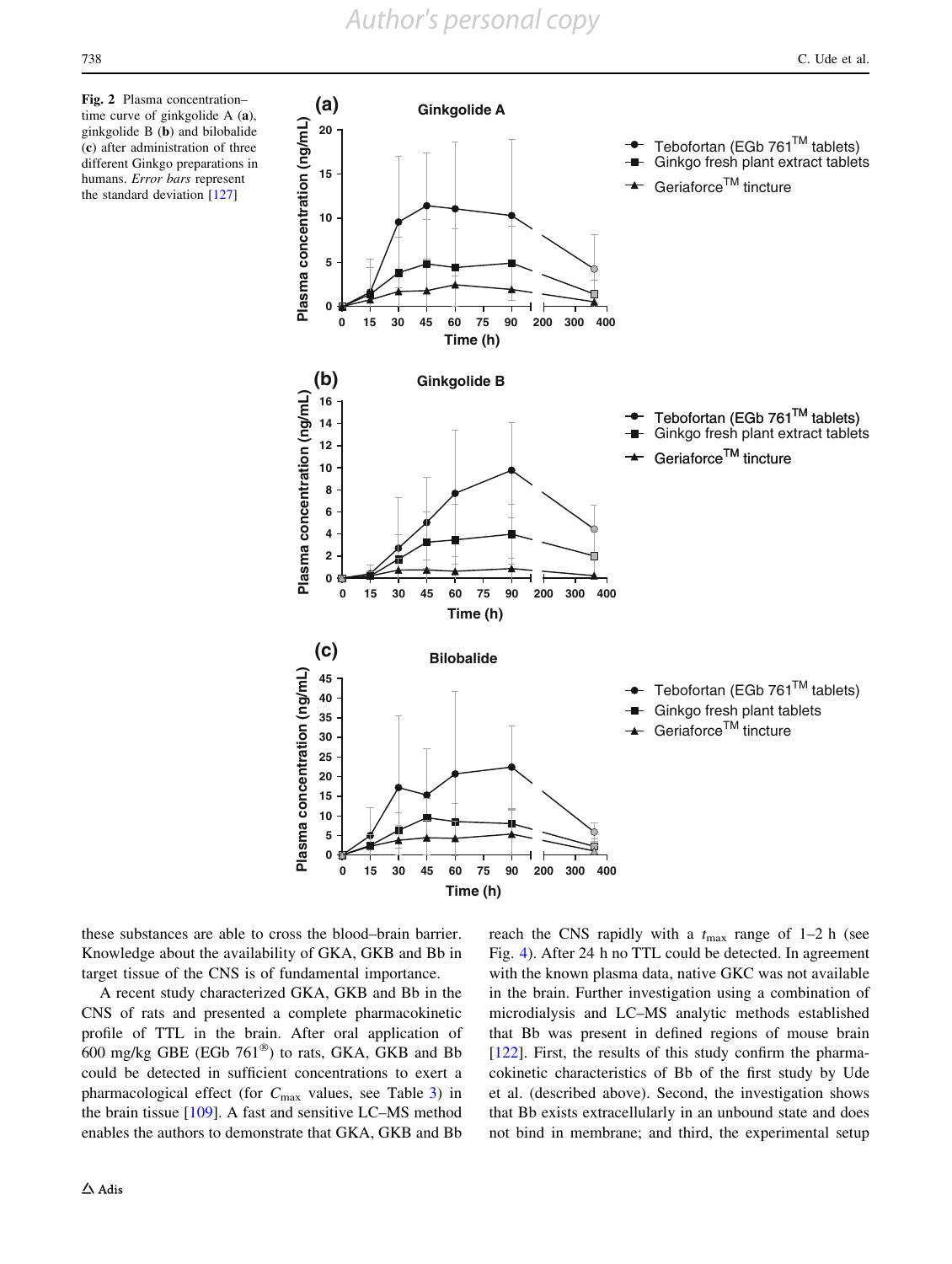Fig. 2 Plasma concentration–time curve of ginkgolide A (**a**), ginkgolide B (**b**) and bilobalide (**c**) after administration of three different Ginkgo preparations in humans. *Error bars* represent the standard deviation [127]

these substances are able to cross the blood–brain barrier. Knowledge about the availability of GKA, GKB and Bb in target tissue of the CNS is of fundamental importance.

A recent study characterized GKA, GKB and Bb in the CNS of rats and presented a complete pharmacokinetic profile of TTL in the brain. After oral application of 600 mg/kg GBE (EGb 761®) to rats, GKA, GKB and Bb could be detected in sufficient concentrations to exert a pharmacological effect (for $C_{max}$ values, see Table 3) in the brain tissue [109]. A fast and sensitive LC–MS method enables the authors to demonstrate that GKA, GKB and Bb reach the CNS rapidly with a $t_{max}$ range of 1–2 h (see Fig. 4). After 24 h no TTL could be detected. In agreement with the known plasma data, native GKC was not available in the brain. Further investigation using a combination of microdialysis and LC–MS analytic methods established that Bb was present in defined regions of mouse brain [122]. First, the results of this study confirm the pharmacokinetic characteristics of Bb of the first study by Ude et al. (described above). Second, the investigation shows that Bb exists extracellularly in an unbound state and does not bind in membrane; and third, the experimental setup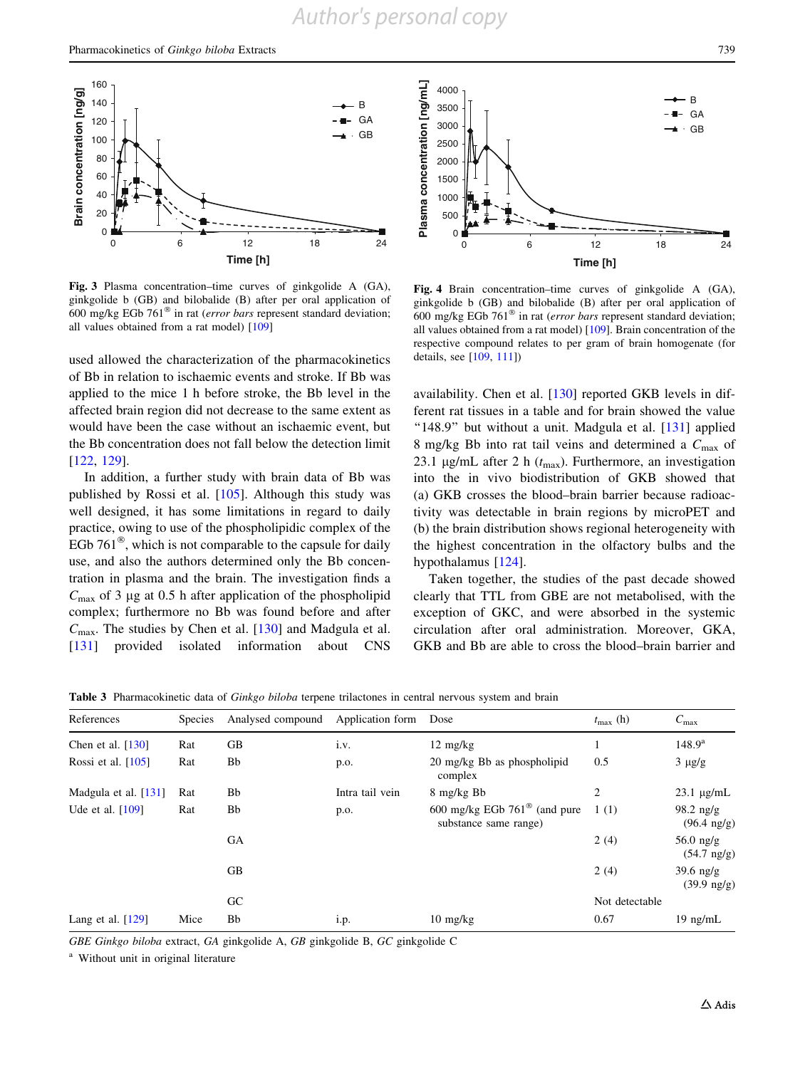Fig. 3 Plasma concentration–time curves of ginkgolide A (GA), ginkgolide b (GB) and bilobalide (B) after per oral application of 600 mg/kg EGb 761® in rat (*error bars* represent standard deviation; all values obtained from a rat model) [109]

Fig. 4 Brain concentration–time curves of ginkgolide A (GA), ginkgolide b (GB) and bilobalide (B) after per oral application of 600 mg/kg EGb 761® in rat (*error bars* represent standard deviation; all values obtained from a rat model) [109]. Brain concentration of the respective compound relates to per gram of brain homogenate (for details, see [109, 111])

used allowed the characterization of the pharmacokinetics of Bb in relation to ischaemic events and stroke. If Bb was applied to the mice 1 h before stroke, the Bb level in the affected brain region did not decrease to the same extent as would have been the case without an ischaemic event, but the Bb concentration does not fall below the detection limit [122, 129].

In addition, a further study with brain data of Bb was published by Rossi et al. [105]. Although this study was well designed, it has some limitations in regard to daily practice, owing to use of the phospholipidic complex of the EGb 761®, which is not comparable to the capsule for daily use, and also the authors determined only the Bb concentration in plasma and the brain. The investigation finds a $C_{max}$ of 3 µg at 0.5 h after application of the phospholipid complex; furthermore no Bb was found before and after $C_{max}$. The studies by Chen et al. [130] and Madgula et al. [131] provided isolated information about CNS availability. Chen et al. [130] reported GKB levels in different rat tissues in a table and for brain showed the value "148.9" but without a unit. Madgula et al. [131] applied 8 mg/kg Bb into rat tail veins and determined a $C_{max}$ of 23.1 µg/mL after 2 h ($t_{max}$). Furthermore, an investigation into the in vivo biodistribution of GKB showed that (a) GKB crosses the blood–brain barrier because radioactivity was detectable in brain regions by microPET and (b) the brain distribution shows regional heterogeneity with the highest concentration in the olfactory bulbs and the hypothalamus [124].

Taken together, the studies of the past decade showed clearly that TTL from GBE are not metabolised, with the exception of GKC, and were absorbed in the systemic circulation after oral administration. Moreover, GKA, GKB and Bb are able to cross the blood–brain barrier and

**Table 3** Pharmacokinetic data of *Ginkgo biloba* terpene trilactones in central nervous system and brain

| References | Species | Analysed compound | Application form | Dose | $t_{max}$ (h) | $C_{max}$ |
|---|---|---|---|---|---|---|
| Chen et al. [130] | Rat | GB | i.v. | 12 mg/kg | 1 | 148.9[a] |
| Rossi et al. [105] | Rat | Bb | p.o. | 20 mg/kg Bb as phospholipid complex | 0.5 | 3 µg/g |
| Madgula et al. [131] | Rat | Bb | Intra tail vein | 8 mg/kg Bb | 2 | 23.1 µg/mL |
| Ude et al. [109] | Rat | Bb | p.o. | 600 mg/kg EGb 761® (and pure substance same range) | 1 (1) | 98.2 ng/g (96.4 ng/g) |
| | | GA | | | 2 (4) | 56.0 ng/g (54.7 ng/g) |
| | | GB | | | 2 (4) | 39.6 ng/g (39.9 ng/g) |
| | | GC | | | Not detectable | |
| Lang et al. [129] | Mice | Bb | i.p. | 10 mg/kg | 0.67 | 19 ng/mL |

*GBE Ginkgo biloba* extract, *GA* ginkgolide A, *GB* ginkgolide B, *GC* ginkgolide C

[a] Without unit in original literature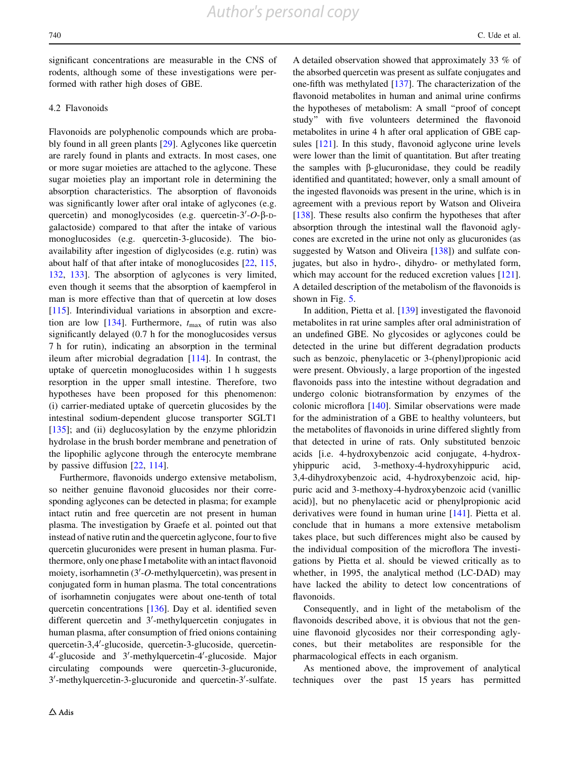significant concentrations are measurable in the CNS of rodents, although some of these investigations were performed with rather high doses of GBE.

### 4.2 Flavonoids

Flavonoids are polyphenolic compounds which are probably found in all green plants [29]. Aglycones like quercetin are rarely found in plants and extracts. In most cases, one or more sugar moieties are attached to the aglycone. These sugar moieties play an important role in determining the absorption characteristics. The absorption of flavonoids was significantly lower after oral intake of aglycones (e.g. quercetin) and monoglycosides (e.g. quercetin-3′-O-β-D-galactoside) compared to that after the intake of various monoglucosides (e.g. quercetin-3-glucoside). The bioavailability after ingestion of diglycosides (e.g. rutin) was about half of that after intake of monoglucosides [22, 115, 132, 133]. The absorption of aglycones is very limited, even though it seems that the absorption of kaempferol in man is more effective than that of quercetin at low doses [115]. Interindividual variations in absorption and excretion are low [134]. Furthermore, $t_{max}$ of rutin was also significantly delayed (0.7 h for the monoglucosides versus 7 h for rutin), indicating an absorption in the terminal ileum after microbial degradation [114]. In contrast, the uptake of quercetin monoglucosides within 1 h suggests resorption in the upper small intestine. Therefore, two hypotheses have been proposed for this phenomenon: (i) carrier-mediated uptake of quercetin glucosides by the intestinal sodium-dependent glucose transporter SGLT1 [135]; and (ii) deglucosylation by the enzyme phloridzin hydrolase in the brush border membrane and penetration of the lipophilic aglycone through the enterocyte membrane by passive diffusion [22, 114].

Furthermore, flavonoids undergo extensive metabolism, so neither genuine flavonoid glucosides nor their corresponding aglycones can be detected in plasma; for example intact rutin and free quercetin are not present in human plasma. The investigation by Graefe et al. pointed out that instead of native rutin and the quercetin aglycone, four to five quercetin glucuronides were present in human plasma. Furthermore, only one phase I metabolite with an intact flavonoid moiety, isorhamnetin (3′-O-methylquercetin), was present in conjugated form in human plasma. The total concentrations of isorhamnetin conjugates were about one-tenth of total quercetin concentrations [136]. Day et al. identified seven different quercetin and 3′-methylquercetin conjugates in human plasma, after consumption of fried onions containing quercetin-3,4′-glucoside, quercetin-3-glucoside, quercetin-4′-glucoside and 3′-methylquercetin-4′-glucoside. Major circulating compounds were quercetin-3-glucuronide, 3′-methylquercetin-3-glucuronide and quercetin-3′-sulfate. A detailed observation showed that approximately 33 % of the absorbed quercetin was present as sulfate conjugates and one-fifth was methylated [137]. The characterization of the flavonoid metabolites in human and animal urine confirms the hypotheses of metabolism: A small "proof of concept study" with five volunteers determined the flavonoid metabolites in urine 4 h after oral application of GBE capsules [121]. In this study, flavonoid aglycone urine levels were lower than the limit of quantitation. But after treating the samples with β-glucuronidase, they could be readily identified and quantitated; however, only a small amount of the ingested flavonoids was present in the urine, which is in agreement with a previous report by Watson and Oliveira [138]. These results also confirm the hypotheses that after absorption through the intestinal wall the flavonoid aglycones are excreted in the urine not only as glucuronides (as suggested by Watson and Oliveira [138]) and sulfate conjugates, but also in hydro-, dihydro- or methylated form, which may account for the reduced excretion values [121]. A detailed description of the metabolism of the flavonoids is shown in Fig. 5.

In addition, Pietta et al. [139] investigated the flavonoid metabolites in rat urine samples after oral administration of an undefined GBE. No glycosides or aglycones could be detected in the urine but different degradation products such as benzoic, phenylacetic or 3-(phenyl)propionic acid were present. Obviously, a large proportion of the ingested flavonoids pass into the intestine without degradation and undergo colonic biotransformation by enzymes of the colonic microflora [140]. Similar observations were made for the administration of a GBE to healthy volunteers, but the metabolites of flavonoids in urine differed slightly from that detected in urine of rats. Only substituted benzoic acids [i.e. 4-hydroxybenzoic acid conjugate, 4-hydroxyhippuric acid, 3-methoxy-4-hydroxyhippuric acid, 3,4-dihydroxybenzoic acid, 4-hydroxybenzoic acid, hippuric acid and 3-methoxy-4-hydroxybenzoic acid (vanillic acid)], but no phenylacetic acid or phenylpropionic acid derivatives were found in human urine [141]. Pietta et al. conclude that in humans a more extensive metabolism takes place, but such differences might also be caused by the individual composition of the microflora The investigations by Pietta et al. should be viewed critically as to whether, in 1995, the analytical method (LC-DAD) may have lacked the ability to detect low concentrations of flavonoids.

Consequently, and in light of the metabolism of the flavonoids described above, it is obvious that not the genuine flavonoid glycosides nor their corresponding aglycones, but their metabolites are responsible for the pharmacological effects in each organism.

As mentioned above, the improvement of analytical techniques over the past 15 years has permitted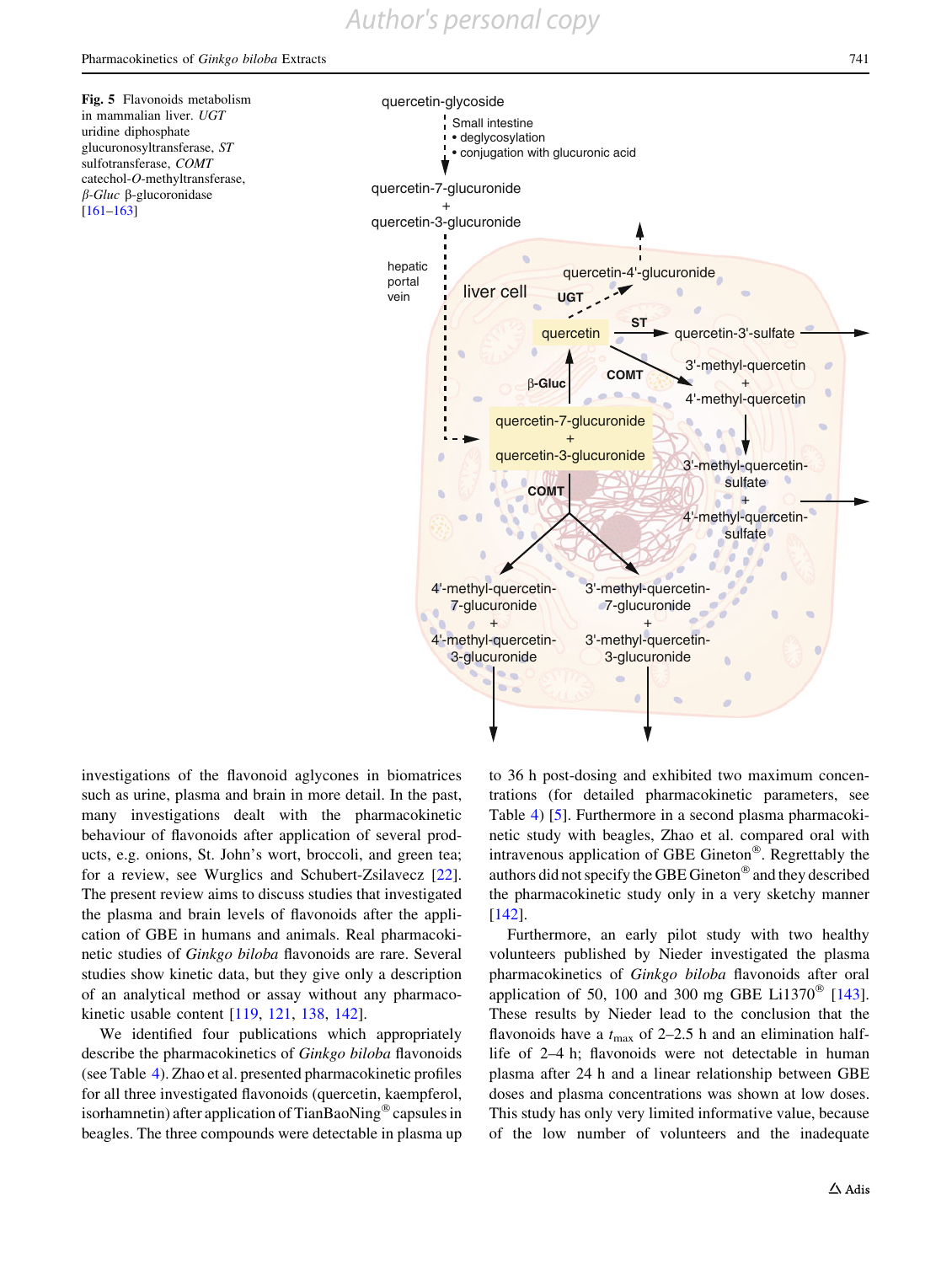**Fig. 5** Flavonoids metabolism in mammalian liver. *UGT* uridine diphosphate glucuronosyltransferase, *ST* sulfotransferase, *COMT* catechol-*O*-methyltransferase, *β-Gluc* β-glucoronidase [161–163]

investigations of the flavonoid aglycones in biomatrices such as urine, plasma and brain in more detail. In the past, many investigations dealt with the pharmacokinetic behaviour of flavonoids after application of several products, e.g. onions, St. John's wort, broccoli, and green tea; for a review, see Wurglics and Schubert-Zsilavecz [22]. The present review aims to discuss studies that investigated the plasma and brain levels of flavonoids after the application of GBE in humans and animals. Real pharmacokinetic studies of *Ginkgo biloba* flavonoids are rare. Several studies show kinetic data, but they give only a description of an analytical method or assay without any pharmacokinetic usable content [119, 121, 138, 142].

We identified four publications which appropriately describe the pharmacokinetics of *Ginkgo biloba* flavonoids (see Table 4). Zhao et al. presented pharmacokinetic profiles for all three investigated flavonoids (quercetin, kaempferol, isorhamnetin) after application of TianBaoNing® capsules in beagles. The three compounds were detectable in plasma up to 36 h post-dosing and exhibited two maximum concentrations (for detailed pharmacokinetic parameters, see Table 4) [5]. Furthermore in a second plasma pharmacokinetic study with beagles, Zhao et al. compared oral with intravenous application of GBE Gineton®. Regrettably the authors did not specify the GBE Gineton® and they described the pharmacokinetic study only in a very sketchy manner [142].

Furthermore, an early pilot study with two healthy volunteers published by Nieder investigated the plasma pharmacokinetics of *Ginkgo biloba* flavonoids after oral application of 50, 100 and 300 mg GBE Li1370® [143]. These results by Nieder lead to the conclusion that the flavonoids have a $t_{max}$ of 2–2.5 h and an elimination half-life of 2–4 h; flavonoids were not detectable in human plasma after 24 h and a linear relationship between GBE doses and plasma concentrations was shown at low doses. This study has only very limited informative value, because of the low number of volunteers and the inadequate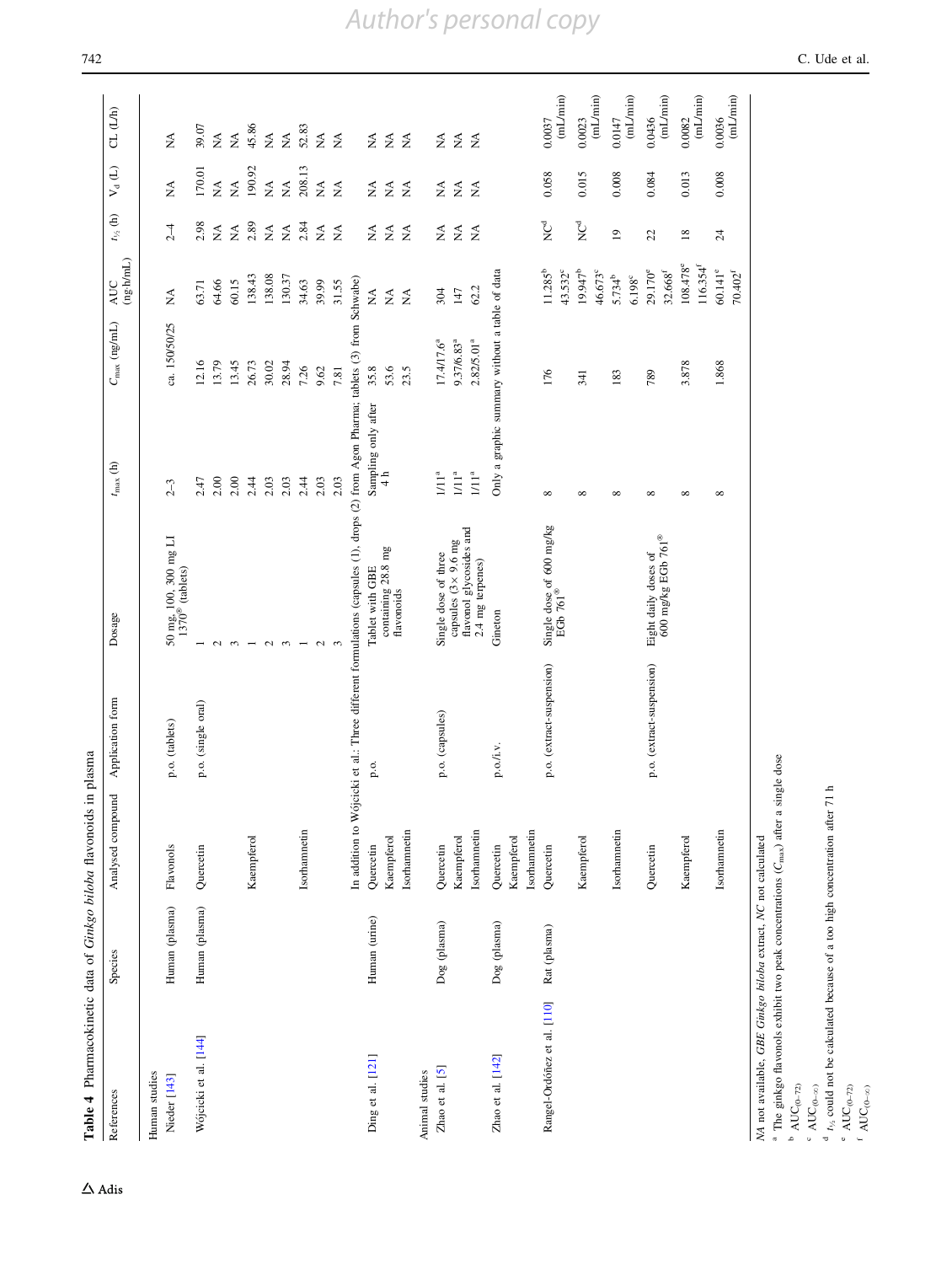**Table 4** Pharmacokinetic data of *Ginkgo biloba* flavonoids in plasma

| References | Species | Analysed compound | Application form | Dosage | $t_{max}$ (h) | $C_{max}$ (ng/mL) | AUC (ng·h/mL) | $t_{½}$ (h) | $V_d$ (L) | CL (L/h) |
|---|---|---|---|---|---|---|---|---|---|---|
| *Human studies* | | | | | | | | | | |
| Nieder [143] | Human (plasma) | Flavonols | p.o. (tablets) | 50 mg, 100, 300 mg LI 1370® (tablets) | 2–3 | ca. 150/50/25 | NA | 2–4 | NA | NA |
| Wójcicki et al. [144] | Human (plasma) | Quercetin | p.o. (single oral) | 1 | 2.47 | 12.16 | 63.71 | 2.98 | 170.01 | 39.07 |
| | | | | 2 | 2.00 | 13.79 | 64.66 | NA | NA | NA |
| | | | | 3 | 2.00 | 13.45 | 60.15 | NA | NA | NA |
| | | Kaempferol | | 1 | 2.44 | 26.73 | 138.43 | 2.89 | 190.92 | 45.86 |
| | | | | 2 | 2.03 | 30.02 | 138.08 | NA | NA | NA |
| | | | | 3 | 2.03 | 28.94 | 130.37 | NA | NA | NA |
| | | Isorhamnetin | | 1 | 2.44 | 7.26 | 34.63 | 2.84 | 208.13 | 52.83 |
| | | | | 2 | 2.03 | 9.62 | 39.99 | NA | NA | NA |
| | | | | 3 | 2.03 | 7.81 | 31.55 | NA | NA | NA |
| | | In addition to Wójcicki et al.: Three different formulations (capsules (1), drops (2) from Agon Pharma; tablets (3) from Schwabe) | | | | | | | | |
| Ding et al. [121] | Human (urine) | Quercetin | p.o. | Tablet with GBE containing 28.8 mg flavonoids | Sampling only after 4 h | 35.8 | NA | NA | NA | NA |
| | | Kaempferol | | | | 53.6 | NA | NA | NA | NA |
| | | Isorhamnetin | | | | 23.5 | NA | NA | NA | NA |
| *Animal studies* | | | | | | | | | | |
| Zhao et al. [5] | Dog (plasma) | Quercetin | p.o. (capsules) | Single dose of three capsules (3 × 9.6 mg flavonol glycosides and 2.4 mg terpenes) | 1/11[a] | 17.4/17.6[a] | 304 | NA | NA | NA |
| | | Kaempferol | | | 1/11[a] | 9.37/6.83[a] | 147 | NA | NA | NA |
| | | Isorhamnetin | | | 1/11[a] | 2.82/5.01[a] | 62.2 | NA | NA | NA |
| Zhao et al. [142] | Dog (plasma) | Quercetin, Kaempferol, Isorhamnetin | p.o./i.v. | Gineton | Only a graphic summary without a table of data | | | | | |
| Rangel-Ordóñez et al. [110] | Rat (plasma) | Quercetin | p.o. (extract-suspension) | Single dose of 600 mg/kg EGb 761® | 8 | 176 | 11.285[b] 43.532[c] | NC[d] | 0.058 | 0.0037 (mL/min) |
| | | Kaempferol | | | 8 | 341 | 19.947[b] 46.673[c] | NC[d] | 0.015 | 0.0023 (mL/min) |
| | | Isorhamnetin | | | 8 | 183 | 5.734[b] 6.198[c] | 19 | 0.008 | 0.0147 (mL/min) |
| | | Quercetin | p.o. (extract-suspension) | Eight daily doses of 600 mg/kg EGb 761® | 8 | 789 | 29.170[e] 32.668[f] | 22 | 0.084 | 0.0436 (mL/min) |
| | | Kaempferol | | | 8 | 3.878 | 108.478[e] 116.354[f] | 18 | 0.013 | 0.0082 (mL/min) |
| | | Isorhamnetin | | | 8 | 1.868 | 60.141[e] 70.402[f] | 24 | 0.008 | 0.0036 (mL/min) |

*NA* not available, *GBE Ginkgo biloba* extract, *NC* not calculated

[a] The ginkgo flavonols exhibit two peak concentrations ($C_{max}$) after a single dose

[b] $AUC_{(0-72)}$

[c] $AUC_{(0-\infty)}$

[d] $t_{½}$ could not be calculated because of a too high concentration after 71 h

[e] $AUC_{(0-72)}$

[f] $AUC_{(0-\infty)}$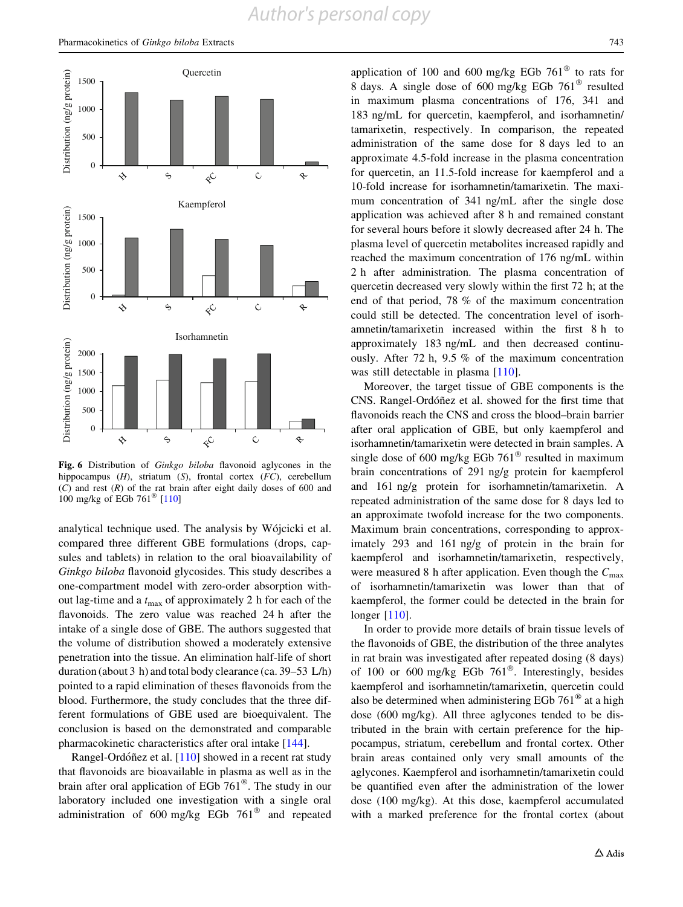Fig. 6 Distribution of *Ginkgo biloba* flavonoid aglycones in the hippocampus (*H*), striatum (*S*), frontal cortex (*FC*), cerebellum (*C*) and rest (*R*) of the rat brain after eight daily doses of 600 and 100 mg/kg of EGb 761® [110]

analytical technique used. The analysis by Wójcicki et al. compared three different GBE formulations (drops, capsules and tablets) in relation to the oral bioavailability of *Ginkgo biloba* flavonoid glycosides. This study describes a one-compartment model with zero-order absorption without lag-time and a $t_{max}$ of approximately 2 h for each of the flavonoids. The zero value was reached 24 h after the intake of a single dose of GBE. The authors suggested that the volume of distribution showed a moderately extensive penetration into the tissue. An elimination half-life of short duration (about 3 h) and total body clearance (ca. 39–53 L/h) pointed to a rapid elimination of theses flavonoids from the blood. Furthermore, the study concludes that the three different formulations of GBE used are bioequivalent. The conclusion is based on the demonstrated and comparable pharmacokinetic characteristics after oral intake [144].

Rangel-Ordóñez et al. [110] showed in a recent rat study that flavonoids are bioavailable in plasma as well as in the brain after oral application of EGb 761®. The study in our laboratory included one investigation with a single oral administration of 600 mg/kg EGb 761® and repeated application of 100 and 600 mg/kg EGb 761® to rats for 8 days. A single dose of 600 mg/kg EGb 761® resulted in maximum plasma concentrations of 176, 341 and 183 ng/mL for quercetin, kaempferol, and isorhamnetin/tamarixetin, respectively. In comparison, the repeated administration of the same dose for 8 days led to an approximate 4.5-fold increase in the plasma concentration for quercetin, an 11.5-fold increase for kaempferol and a 10-fold increase for isorhamnetin/tamarixetin. The maximum concentration of 341 ng/mL after the single dose application was achieved after 8 h and remained constant for several hours before it slowly decreased after 24 h. The plasma level of quercetin metabolites increased rapidly and reached the maximum concentration of 176 ng/mL within 2 h after administration. The plasma concentration of quercetin decreased very slowly within the first 72 h; at the end of that period, 78 % of the maximum concentration could still be detected. The concentration level of isorhamnetin/tamarixetin increased within the first 8 h to approximately 183 ng/mL and then decreased continuously. After 72 h, 9.5 % of the maximum concentration was still detectable in plasma [110].

Moreover, the target tissue of GBE components is the CNS. Rangel-Ordóñez et al. showed for the first time that flavonoids reach the CNS and cross the blood–brain barrier after oral application of GBE, but only kaempferol and isorhamnetin/tamarixetin were detected in brain samples. A single dose of 600 mg/kg EGb 761® resulted in maximum brain concentrations of 291 ng/g protein for kaempferol and 161 ng/g protein for isorhamnetin/tamarixetin. A repeated administration of the same dose for 8 days led to an approximate twofold increase for the two components. Maximum brain concentrations, corresponding to approximately 293 and 161 ng/g of protein in the brain for kaempferol and isorhamnetin/tamarixetin, respectively, were measured 8 h after application. Even though the $C_{max}$ of isorhamnetin/tamarixetin was lower than that of kaempferol, the former could be detected in the brain for longer [110].

In order to provide more details of brain tissue levels of the flavonoids of GBE, the distribution of the three analytes in rat brain was investigated after repeated dosing (8 days) of 100 or 600 mg/kg EGb 761®. Interestingly, besides kaempferol and isorhamnetin/tamarixetin, quercetin could also be determined when administering EGb 761® at a high dose (600 mg/kg). All three aglycones tended to be distributed in the brain with certain preference for the hippocampus, striatum, cerebellum and frontal cortex. Other brain areas contained only very small amounts of the aglycones. Kaempferol and isorhamnetin/tamarixetin could be quantified even after the administration of the lower dose (100 mg/kg). At this dose, kaempferol accumulated with a marked preference for the frontal cortex (about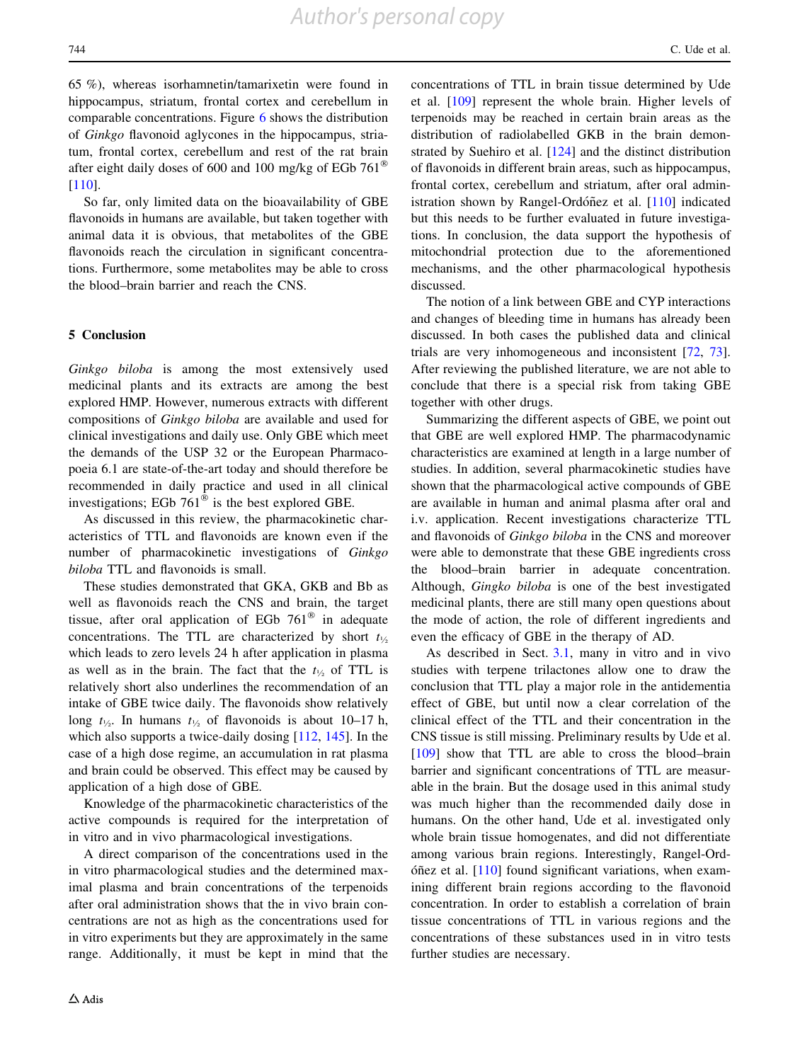65 %), whereas isorhamnetin/tamarixetin were found in hippocampus, striatum, frontal cortex and cerebellum in comparable concentrations. Figure 6 shows the distribution of *Ginkgo* flavonoid aglycones in the hippocampus, striatum, frontal cortex, cerebellum and rest of the rat brain after eight daily doses of 600 and 100 mg/kg of EGb 761® [110].

So far, only limited data on the bioavailability of GBE flavonoids in humans are available, but taken together with animal data it is obvious, that metabolites of the GBE flavonoids reach the circulation in significant concentrations. Furthermore, some metabolites may be able to cross the blood–brain barrier and reach the CNS.

## 5 Conclusion

*Ginkgo biloba* is among the most extensively used medicinal plants and its extracts are among the best explored HMP. However, numerous extracts with different compositions of *Ginkgo biloba* are available and used for clinical investigations and daily use. Only GBE which meet the demands of the USP 32 or the European Pharmacopoeia 6.1 are state-of-the-art today and should therefore be recommended in daily practice and used in all clinical investigations; EGb 761® is the best explored GBE.

As discussed in this review, the pharmacokinetic characteristics of TTL and flavonoids are known even if the number of pharmacokinetic investigations of *Ginkgo biloba* TTL and flavonoids is small.

These studies demonstrated that GKA, GKB and Bb as well as flavonoids reach the CNS and brain, the target tissue, after oral application of EGb 761® in adequate concentrations. The TTL are characterized by short $t_{½}$ which leads to zero levels 24 h after application in plasma as well as in the brain. The fact that the $t_{½}$ of TTL is relatively short also underlines the recommendation of an intake of GBE twice daily. The flavonoids show relatively long $t_{½}$. In humans $t_{½}$ of flavonoids is about 10–17 h, which also supports a twice-daily dosing [112, 145]. In the case of a high dose regime, an accumulation in rat plasma and brain could be observed. This effect may be caused by application of a high dose of GBE.

Knowledge of the pharmacokinetic characteristics of the active compounds is required for the interpretation of in vitro and in vivo pharmacological investigations.

A direct comparison of the concentrations used in the in vitro pharmacological studies and the determined maximal plasma and brain concentrations of the terpenoids after oral administration shows that the in vivo brain concentrations are not as high as the concentrations used for in vitro experiments but they are approximately in the same range. Additionally, it must be kept in mind that the concentrations of TTL in brain tissue determined by Ude et al. [109] represent the whole brain. Higher levels of terpenoids may be reached in certain brain areas as the distribution of radiolabelled GKB in the brain demonstrated by Suehiro et al. [124] and the distinct distribution of flavonoids in different brain areas, such as hippocampus, frontal cortex, cerebellum and striatum, after oral administration shown by Rangel-Ordóñez et al. [110] indicated but this needs to be further evaluated in future investigations. In conclusion, the data support the hypothesis of mitochondrial protection due to the aforementioned mechanisms, and the other pharmacological hypothesis discussed.

The notion of a link between GBE and CYP interactions and changes of bleeding time in humans has already been discussed. In both cases the published data and clinical trials are very inhomogeneous and inconsistent [72, 73]. After reviewing the published literature, we are not able to conclude that there is a special risk from taking GBE together with other drugs.

Summarizing the different aspects of GBE, we point out that GBE are well explored HMP. The pharmacodynamic characteristics are examined at length in a large number of studies. In addition, several pharmacokinetic studies have shown that the pharmacological active compounds of GBE are available in human and animal plasma after oral and i.v. application. Recent investigations characterize TTL and flavonoids of *Ginkgo biloba* in the CNS and moreover were able to demonstrate that these GBE ingredients cross the blood–brain barrier in adequate concentration. Although, *Gingko biloba* is one of the best investigated medicinal plants, there are still many open questions about the mode of action, the role of different ingredients and even the efficacy of GBE in the therapy of AD.

As described in Sect. 3.1, many in vitro and in vivo studies with terpene trilactones allow one to draw the conclusion that TTL play a major role in the antidementia effect of GBE, but until now a clear correlation of the clinical effect of the TTL and their concentration in the CNS tissue is still missing. Preliminary results by Ude et al. [109] show that TTL are able to cross the blood–brain barrier and significant concentrations of TTL are measurable in the brain. But the dosage used in this animal study was much higher than the recommended daily dose in humans. On the other hand, Ude et al. investigated only whole brain tissue homogenates, and did not differentiate among various brain regions. Interestingly, Rangel-Ordóñez et al. [110] found significant variations, when examining different brain regions according to the flavonoid concentration. In order to establish a correlation of brain tissue concentrations of TTL in various regions and the concentrations of these substances used in in vitro tests further studies are necessary.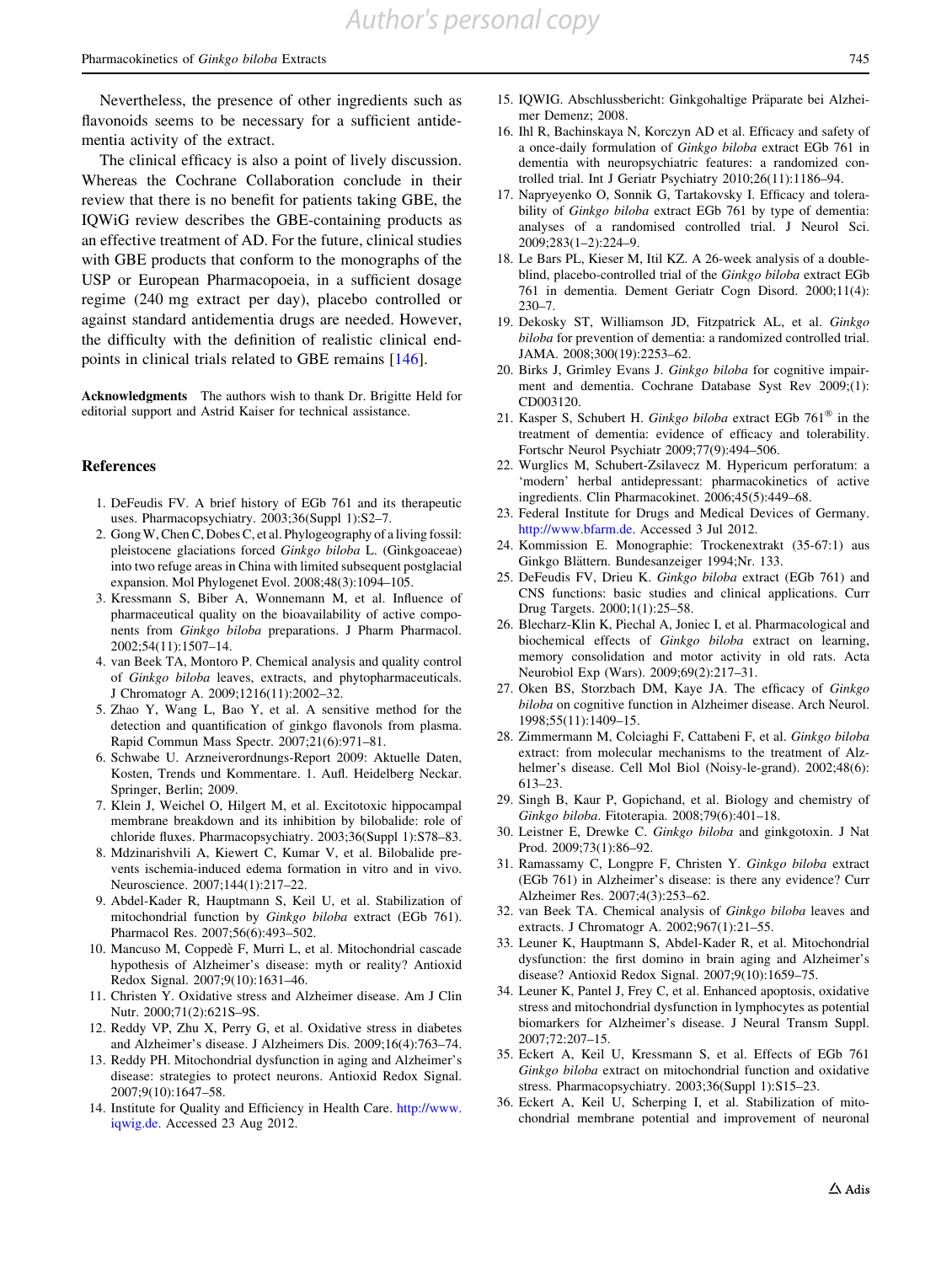Nevertheless, the presence of other ingredients such as flavonoids seems to be necessary for a sufficient antidementia activity of the extract.

The clinical efficacy is also a point of lively discussion. Whereas the Cochrane Collaboration conclude in their review that there is no benefit for patients taking GBE, the IQWiG review describes the GBE-containing products as an effective treatment of AD. For the future, clinical studies with GBE products that conform to the monographs of the USP or European Pharmacopoeia, in a sufficient dosage regime (240 mg extract per day), placebo controlled or against standard antidementia drugs are needed. However, the difficulty with the definition of realistic clinical endpoints in clinical trials related to GBE remains [146].

**Acknowledgments** The authors wish to thank Dr. Brigitte Held for editorial support and Astrid Kaiser for technical assistance.

## References

1. DeFeudis FV. A brief history of EGb 761 and its therapeutic uses. Pharmacopsychiatry. 2003;36(Suppl 1):S2–7.
2. Gong W, Chen C, Dobes C, et al. Phylogeography of a living fossil: pleistocene glaciations forced *Ginkgo biloba* L. (Ginkgoaceae) into two refuge areas in China with limited subsequent postglacial expansion. Mol Phylogenet Evol. 2008;48(3):1094–105.
3. Kressmann S, Biber A, Wonnemann M, et al. Influence of pharmaceutical quality on the bioavailability of active components from *Ginkgo biloba* preparations. J Pharm Pharmacol. 2002;54(11):1507–14.
4. van Beek TA, Montoro P. Chemical analysis and quality control of *Ginkgo biloba* leaves, extracts, and phytopharmaceuticals. J Chromatogr A. 2009;1216(11):2002–32.
5. Zhao Y, Wang L, Bao Y, et al. A sensitive method for the detection and quantification of ginkgo flavonols from plasma. Rapid Commun Mass Spectr. 2007;21(6):971–81.
6. Schwabe U. Arzneiverordnungs-Report 2009: Aktuelle Daten, Kosten, Trends und Kommentare. 1. Aufl. Heidelberg Neckar. Springer, Berlin; 2009.
7. Klein J, Weichel O, Hilgert M, et al. Excitotoxic hippocampal membrane breakdown and its inhibition by bilobalide: role of chloride fluxes. Pharmacopsychiatry. 2003;36(Suppl 1):S78–83.
8. Mdzinarishvili A, Kiewert C, Kumar V, et al. Bilobalide prevents ischemia-induced edema formation in vitro and in vivo. Neuroscience. 2007;144(1):217–22.
9. Abdel-Kader R, Hauptmann S, Keil U, et al. Stabilization of mitochondrial function by *Ginkgo biloba* extract (EGb 761). Pharmacol Res. 2007;56(6):493–502.
10. Mancuso M, Coppedè F, Murri L, et al. Mitochondrial cascade hypothesis of Alzheimer's disease: myth or reality? Antioxid Redox Signal. 2007;9(10):1631–46.
11. Christen Y. Oxidative stress and Alzheimer disease. Am J Clin Nutr. 2000;71(2):621S–9S.
12. Reddy VP, Zhu X, Perry G, et al. Oxidative stress in diabetes and Alzheimer's disease. J Alzheimers Dis. 2009;16(4):763–74.
13. Reddy PH. Mitochondrial dysfunction in aging and Alzheimer's disease: strategies to protect neurons. Antioxid Redox Signal. 2007;9(10):1647–58.
14. Institute for Quality and Efficiency in Health Care. http://www.iqwig.de. Accessed 23 Aug 2012.
15. IQWIG. Abschlussbericht: Ginkgohaltige Präparate bei Alzheimer Demenz; 2008.
16. Ihl R, Bachinskaya N, Korczyn AD et al. Efficacy and safety of a once-daily formulation of *Ginkgo biloba* extract EGb 761 in dementia with neuropsychiatric features: a randomized controlled trial. Int J Geriatr Psychiatry 2010;26(11):1186–94.
17. Napryeyenko O, Sonnik G, Tartakovsky I. Efficacy and tolerability of *Ginkgo biloba* extract EGb 761 by type of dementia: analyses of a randomised controlled trial. J Neurol Sci. 2009;283(1–2):224–9.
18. Le Bars PL, Kieser M, Itil KZ. A 26-week analysis of a double-blind, placebo-controlled trial of the *Ginkgo biloba* extract EGb 761 in dementia. Dement Geriatr Cogn Disord. 2000;11(4):230–7.
19. Dekosky ST, Williamson JD, Fitzpatrick AL, et al. *Ginkgo biloba* for prevention of dementia: a randomized controlled trial. JAMA. 2008;300(19):2253–62.
20. Birks J, Grimley Evans J. *Ginkgo biloba* for cognitive impairment and dementia. Cochrane Database Syst Rev 2009;(1): CD003120.
21. Kasper S, Schubert H. *Ginkgo biloba* extract EGb 761® in the treatment of dementia: evidence of efficacy and tolerability. Fortschr Neurol Psychiatr 2009;77(9):494–506.
22. Wurglics M, Schubert-Zsilavecz M. Hypericum perforatum: a 'modern' herbal antidepressant: pharmacokinetics of active ingredients. Clin Pharmacokinet. 2006;45(5):449–68.
23. Federal Institute for Drugs and Medical Devices of Germany. http://www.bfarm.de. Accessed 3 Jul 2012.
24. Kommission E. Monographie: Trockenextrakt (35-67:1) aus Ginkgo Blättern. Bundesanzeiger 1994;Nr. 133.
25. DeFeudis FV, Drieu K. *Ginkgo biloba* extract (EGb 761) and CNS functions: basic studies and clinical applications. Curr Drug Targets. 2000;1(1):25–58.
26. Blecharz-Klin K, Piechal A, Joniec I, et al. Pharmacological and biochemical effects of *Ginkgo biloba* extract on learning, memory consolidation and motor activity in old rats. Acta Neurobiol Exp (Wars). 2009;69(2):217–31.
27. Oken BS, Storzbach DM, Kaye JA. The efficacy of *Ginkgo biloba* on cognitive function in Alzheimer disease. Arch Neurol. 1998;55(11):1409–15.
28. Zimmermann M, Colciaghi F, Cattabeni F, et al. *Ginkgo biloba* extract: from molecular mechanisms to the treatment of Alzhelmer's disease. Cell Mol Biol (Noisy-le-grand). 2002;48(6): 613–23.
29. Singh B, Kaur P, Gopichand, et al. Biology and chemistry of *Ginkgo biloba*. Fitoterapia. 2008;79(6):401–18.
30. Leistner E, Drewke C. *Ginkgo biloba* and ginkgotoxin. J Nat Prod. 2009;73(1):86–92.
31. Ramassamy C, Longpre F, Christen Y. *Ginkgo biloba* extract (EGb 761) in Alzheimer's disease: is there any evidence? Curr Alzheimer Res. 2007;4(3):253–62.
32. van Beek TA. Chemical analysis of *Ginkgo biloba* leaves and extracts. J Chromatogr A. 2002;967(1):21–55.
33. Leuner K, Hauptmann S, Abdel-Kader R, et al. Mitochondrial dysfunction: the first domino in brain aging and Alzheimer's disease? Antioxid Redox Signal. 2007;9(10):1659–75.
34. Leuner K, Pantel J, Frey C, et al. Enhanced apoptosis, oxidative stress and mitochondrial dysfunction in lymphocytes as potential biomarkers for Alzheimer's disease. J Neural Transm Suppl. 2007;72:207–15.
35. Eckert A, Keil U, Kressmann S, et al. Effects of EGb 761 *Ginkgo biloba* extract on mitochondrial function and oxidative stress. Pharmacopsychiatry. 2003;36(Suppl 1):S15–23.
36. Eckert A, Keil U, Scherping I, et al. Stabilization of mitochondrial membrane potential and improvement of neuronal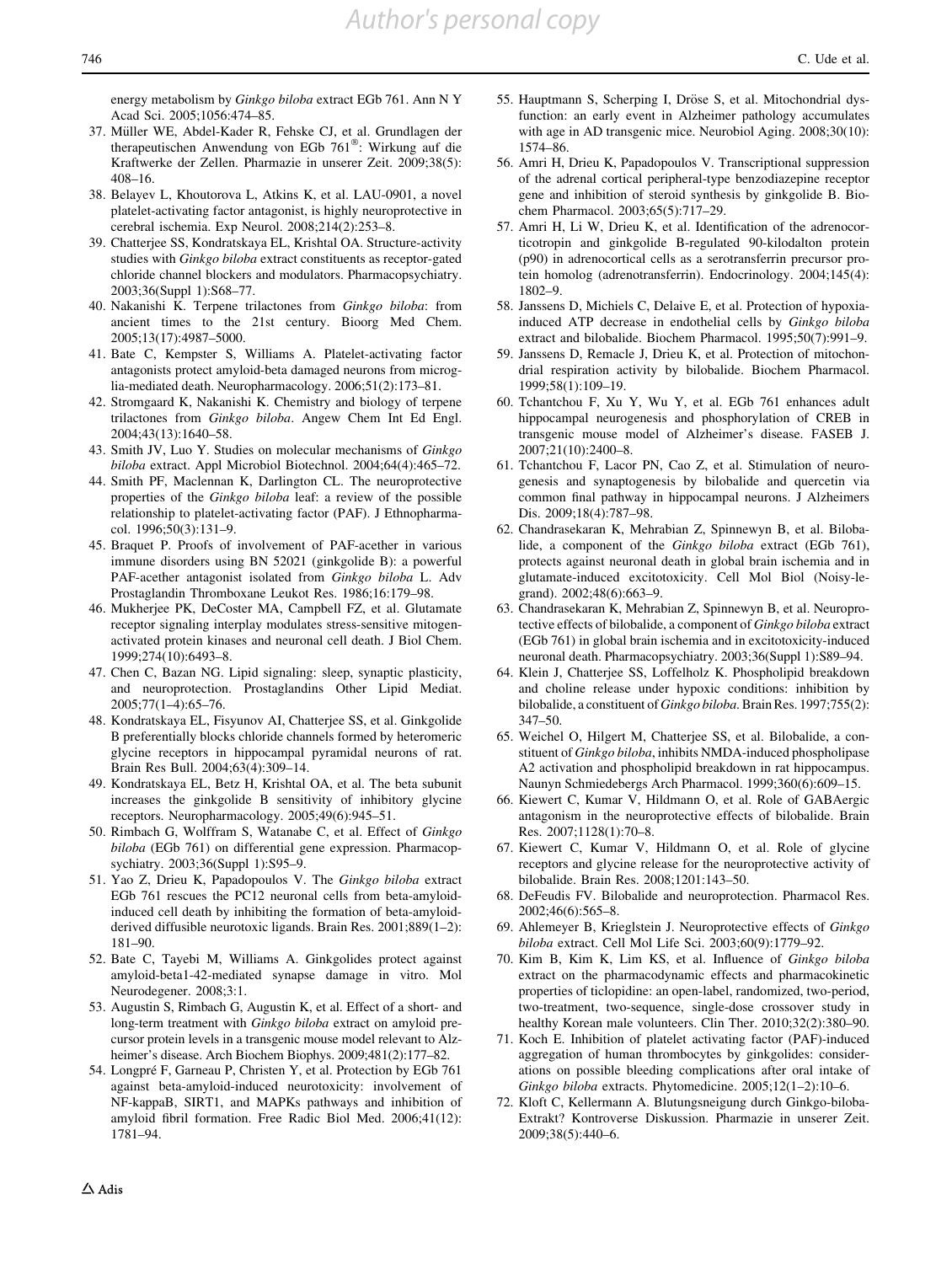energy metabolism by *Ginkgo biloba* extract EGb 761. Ann N Y Acad Sci. 2005;1056:474–85.

37. Müller WE, Abdel-Kader R, Fehske CJ, et al. Grundlagen der therapeutischen Anwendung von EGb 761®: Wirkung auf die Kraftwerke der Zellen. Pharmazie in unserer Zeit. 2009;38(5): 408–16.
38. Belayev L, Khoutorova L, Atkins K, et al. LAU-0901, a novel platelet-activating factor antagonist, is highly neuroprotective in cerebral ischemia. Exp Neurol. 2008;214(2):253–8.
39. Chatterjee SS, Kondratskaya EL, Krishtal OA. Structure-activity studies with *Ginkgo biloba* extract constituents as receptor-gated chloride channel blockers and modulators. Pharmacopsychiatry. 2003;36(Suppl 1):S68–77.
40. Nakanishi K. Terpene trilactones from *Ginkgo biloba*: from ancient times to the 21st century. Bioorg Med Chem. 2005;13(17):4987–5000.
41. Bate C, Kempster S, Williams A. Platelet-activating factor antagonists protect amyloid-beta damaged neurons from microglia-mediated death. Neuropharmacology. 2006;51(2):173–81.
42. Stromgaard K, Nakanishi K. Chemistry and biology of terpene trilactones from *Ginkgo biloba*. Angew Chem Int Ed Engl. 2004;43(13):1640–58.
43. Smith JV, Luo Y. Studies on molecular mechanisms of *Ginkgo biloba* extract. Appl Microbiol Biotechnol. 2004;64(4):465–72.
44. Smith PF, Maclennan K, Darlington CL. The neuroprotective properties of the *Ginkgo biloba* leaf: a review of the possible relationship to platelet-activating factor (PAF). J Ethnopharmacol. 1996;50(3):131–9.
45. Braquet P. Proofs of involvement of PAF-acether in various immune disorders using BN 52021 (ginkgolide B): a powerful PAF-acether antagonist isolated from *Ginkgo biloba* L. Adv Prostaglandin Thromboxane Leukot Res. 1986;16:179–98.
46. Mukherjee PK, DeCoster MA, Campbell FZ, et al. Glutamate receptor signaling interplay modulates stress-sensitive mitogen-activated protein kinases and neuronal cell death. J Biol Chem. 1999;274(10):6493–8.
47. Chen C, Bazan NG. Lipid signaling: sleep, synaptic plasticity, and neuroprotection. Prostaglandins Other Lipid Mediat. 2005;77(1–4):65–76.
48. Kondratskaya EL, Fisyunov AI, Chatterjee SS, et al. Ginkgolide B preferentially blocks chloride channels formed by heteromeric glycine receptors in hippocampal pyramidal neurons of rat. Brain Res Bull. 2004;63(4):309–14.
49. Kondratskaya EL, Betz H, Krishtal OA, et al. The beta subunit increases the ginkgolide B sensitivity of inhibitory glycine receptors. Neuropharmacology. 2005;49(6):945–51.
50. Rimbach G, Wolffram S, Watanabe C, et al. Effect of *Ginkgo biloba* (EGb 761) on differential gene expression. Pharmacopsychiatry. 2003;36(Suppl 1):S95–9.
51. Yao Z, Drieu K, Papadopoulos V. The *Ginkgo biloba* extract EGb 761 rescues the PC12 neuronal cells from beta-amyloid-induced cell death by inhibiting the formation of beta-amyloid-derived diffusible neurotoxic ligands. Brain Res. 2001;889(1–2): 181–90.
52. Bate C, Tayebi M, Williams A. Ginkgolides protect against amyloid-beta1-42-mediated synapse damage in vitro. Mol Neurodegener. 2008;3:1.
53. Augustin S, Rimbach G, Augustin K, et al. Effect of a short- and long-term treatment with *Ginkgo biloba* extract on amyloid precursor protein levels in a transgenic mouse model relevant to Alzheimer's disease. Arch Biochem Biophys. 2009;481(2):177–82.
54. Longpré F, Garneau P, Christen Y, et al. Protection by EGb 761 against beta-amyloid-induced neurotoxicity: involvement of NF-kappaB, SIRT1, and MAPKs pathways and inhibition of amyloid fibril formation. Free Radic Biol Med. 2006;41(12): 1781–94.
55. Hauptmann S, Scherping I, Dröse S, et al. Mitochondrial dysfunction: an early event in Alzheimer pathology accumulates with age in AD transgenic mice. Neurobiol Aging. 2008;30(10): 1574–86.
56. Amri H, Drieu K, Papadopoulos V. Transcriptional suppression of the adrenal cortical peripheral-type benzodiazepine receptor gene and inhibition of steroid synthesis by ginkgolide B. Biochem Pharmacol. 2003;65(5):717–29.
57. Amri H, Li W, Drieu K, et al. Identification of the adrenocorticotropin and ginkgolide B-regulated 90-kilodalton protein (p90) in adrenocortical cells as a serotransferrin precursor protein homolog (adrenotransferrin). Endocrinology. 2004;145(4): 1802–9.
58. Janssens D, Michiels C, Delaive E, et al. Protection of hypoxia-induced ATP decrease in endothelial cells by *Ginkgo biloba* extract and bilobalide. Biochem Pharmacol. 1995;50(7):991–9.
59. Janssens D, Remacle J, Drieu K, et al. Protection of mitochondrial respiration activity by bilobalide. Biochem Pharmacol. 1999;58(1):109–19.
60. Tchantchou F, Xu Y, Wu Y, et al. EGb 761 enhances adult hippocampal neurogenesis and phosphorylation of CREB in transgenic mouse model of Alzheimer's disease. FASEB J. 2007;21(10):2400–8.
61. Tchantchou F, Lacor PN, Cao Z, et al. Stimulation of neurogenesis and synaptogenesis by bilobalide and quercetin via common final pathway in hippocampal neurons. J Alzheimers Dis. 2009;18(4):787–98.
62. Chandrasekaran K, Mehrabian Z, Spinnewyn B, et al. Bilobalide, a component of the *Ginkgo biloba* extract (EGb 761), protects against neuronal death in global brain ischemia and in glutamate-induced excitotoxicity. Cell Mol Biol (Noisy-le-grand). 2002;48(6):663–9.
63. Chandrasekaran K, Mehrabian Z, Spinnewyn B, et al. Neuroprotective effects of bilobalide, a component of *Ginkgo biloba* extract (EGb 761) in global brain ischemia and in excitotoxicity-induced neuronal death. Pharmacopsychiatry. 2003;36(Suppl 1):S89–94.
64. Klein J, Chatterjee SS, Loffelholz K. Phospholipid breakdown and choline release under hypoxic conditions: inhibition by bilobalide, a constituent of *Ginkgo biloba*. Brain Res. 1997;755(2): 347–50.
65. Weichel O, Hilgert M, Chatterjee SS, et al. Bilobalide, a constituent of *Ginkgo biloba*, inhibits NMDA-induced phospholipase A2 activation and phospholipid breakdown in rat hippocampus. Naunyn Schmiedebergs Arch Pharmacol. 1999;360(6):609–15.
66. Kiewert C, Kumar V, Hildmann O, et al. Role of GABAergic antagonism in the neuroprotective effects of bilobalide. Brain Res. 2007;1128(1):70–8.
67. Kiewert C, Kumar V, Hildmann O, et al. Role of glycine receptors and glycine release for the neuroprotective activity of bilobalide. Brain Res. 2008;1201:143–50.
68. DeFeudis FV. Bilobalide and neuroprotection. Pharmacol Res. 2002;46(6):565–8.
69. Ahlemeyer B, Krieglstein J. Neuroprotective effects of *Ginkgo biloba* extract. Cell Mol Life Sci. 2003;60(9):1779–92.
70. Kim B, Kim K, Lim KS, et al. Influence of *Ginkgo biloba* extract on the pharmacodynamic effects and pharmacokinetic properties of ticlopidine: an open-label, randomized, two-period, two-treatment, two-sequence, single-dose crossover study in healthy Korean male volunteers. Clin Ther. 2010;32(2):380–90.
71. Koch E. Inhibition of platelet activating factor (PAF)-induced aggregation of human thrombocytes by ginkgolides: considerations on possible bleeding complications after oral intake of *Ginkgo biloba* extracts. Phytomedicine. 2005;12(1–2):10–6.
72. Kloft C, Kellermann A. Blutungsneigung durch Ginkgo-biloba-Extrakt? Kontroverse Diskussion. Pharmazie in unserer Zeit. 2009;38(5):440–6.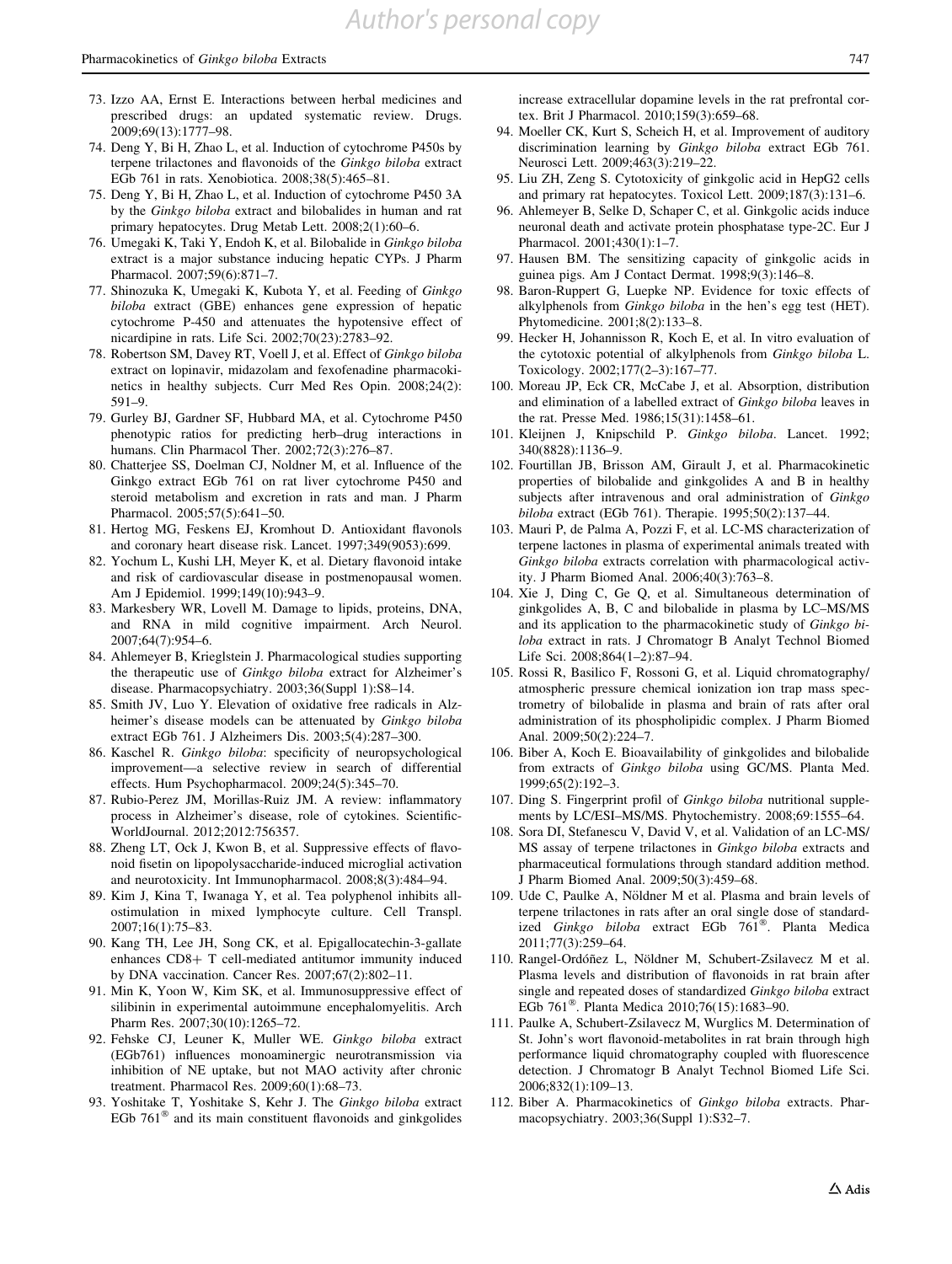73. Izzo AA, Ernst E. Interactions between herbal medicines and prescribed drugs: an updated systematic review. Drugs. 2009;69(13):1777–98.
74. Deng Y, Bi H, Zhao L, et al. Induction of cytochrome P450s by terpene trilactones and flavonoids of the *Ginkgo biloba* extract EGb 761 in rats. Xenobiotica. 2008;38(5):465–81.
75. Deng Y, Bi H, Zhao L, et al. Induction of cytochrome P450 3A by the *Ginkgo biloba* extract and bilobalides in human and rat primary hepatocytes. Drug Metab Lett. 2008;2(1):60–6.
76. Umegaki K, Taki Y, Endoh K, et al. Bilobalide in *Ginkgo biloba* extract is a major substance inducing hepatic CYPs. J Pharm Pharmacol. 2007;59(6):871–7.
77. Shinozuka K, Umegaki K, Kubota Y, et al. Feeding of *Ginkgo biloba* extract (GBE) enhances gene expression of hepatic cytochrome P-450 and attenuates the hypotensive effect of nicardipine in rats. Life Sci. 2002;70(23):2783–92.
78. Robertson SM, Davey RT, Voell J, et al. Effect of *Ginkgo biloba* extract on lopinavir, midazolam and fexofenadine pharmacokinetics in healthy subjects. Curr Med Res Opin. 2008;24(2): 591–9.
79. Gurley BJ, Gardner SF, Hubbard MA, et al. Cytochrome P450 phenotypic ratios for predicting herb–drug interactions in humans. Clin Pharmacol Ther. 2002;72(3):276–87.
80. Chatterjee SS, Doelman CJ, Noldner M, et al. Influence of the Ginkgo extract EGb 761 on rat liver cytochrome P450 and steroid metabolism and excretion in rats and man. J Pharm Pharmacol. 2005;57(5):641–50.
81. Hertog MG, Feskens EJ, Kromhout D. Antioxidant flavonols and coronary heart disease risk. Lancet. 1997;349(9053):699.
82. Yochum L, Kushi LH, Meyer K, et al. Dietary flavonoid intake and risk of cardiovascular disease in postmenopausal women. Am J Epidemiol. 1999;149(10):943–9.
83. Markesbery WR, Lovell M. Damage to lipids, proteins, DNA, and RNA in mild cognitive impairment. Arch Neurol. 2007;64(7):954–6.
84. Ahlemeyer B, Krieglstein J. Pharmacological studies supporting the therapeutic use of *Ginkgo biloba* extract for Alzheimer's disease. Pharmacopsychiatry. 2003;36(Suppl 1):S8–14.
85. Smith JV, Luo Y. Elevation of oxidative free radicals in Alzheimer's disease models can be attenuated by *Ginkgo biloba* extract EGb 761. J Alzheimers Dis. 2003;5(4):287–300.
86. Kaschel R. *Ginkgo biloba*: specificity of neuropsychological improvement—a selective review in search of differential effects. Hum Psychopharmacol. 2009;24(5):345–70.
87. Rubio-Perez JM, Morillas-Ruiz JM. A review: inflammatory process in Alzheimer's disease, role of cytokines. Scientific-WorldJournal. 2012;2012:756357.
88. Zheng LT, Ock J, Kwon B, et al. Suppressive effects of flavonoid fisetin on lipopolysaccharide-induced microglial activation and neurotoxicity. Int Immunopharmacol. 2008;8(3):484–94.
89. Kim J, Kina T, Iwanaga Y, et al. Tea polyphenol inhibits allostimulation in mixed lymphocyte culture. Cell Transpl. 2007;16(1):75–83.
90. Kang TH, Lee JH, Song CK, et al. Epigallocatechin-3-gallate enhances CD8+ T cell-mediated antitumor immunity induced by DNA vaccination. Cancer Res. 2007;67(2):802–11.
91. Min K, Yoon W, Kim SK, et al. Immunosuppressive effect of silibinin in experimental autoimmune encephalomyelitis. Arch Pharm Res. 2007;30(10):1265–72.
92. Fehske CJ, Leuner K, Muller WE. *Ginkgo biloba* extract (EGb761) influences monoaminergic neurotransmission via inhibition of NE uptake, but not MAO activity after chronic treatment. Pharmacol Res. 2009;60(1):68–73.
93. Yoshitake T, Yoshitake S, Kehr J. The *Ginkgo biloba* extract EGb 761® and its main constituent flavonoids and ginkgolides increase extracellular dopamine levels in the rat prefrontal cortex. Brit J Pharmacol. 2010;159(3):659–68.
94. Moeller CK, Kurt S, Scheich H, et al. Improvement of auditory discrimination learning by *Ginkgo biloba* extract EGb 761. Neurosci Lett. 2009;463(3):219–22.
95. Liu ZH, Zeng S. Cytotoxicity of ginkgolic acid in HepG2 cells and primary rat hepatocytes. Toxicol Lett. 2009;187(3):131–6.
96. Ahlemeyer B, Selke D, Schaper C, et al. Ginkgolic acids induce neuronal death and activate protein phosphatase type-2C. Eur J Pharmacol. 2001;430(1):1–7.
97. Hausen BM. The sensitizing capacity of ginkgolic acids in guinea pigs. Am J Contact Dermat. 1998;9(3):146–8.
98. Baron-Ruppert G, Luepke NP. Evidence for toxic effects of alkylphenols from *Ginkgo biloba* in the hen's egg test (HET). Phytomedicine. 2001;8(2):133–8.
99. Hecker H, Johannisson R, Koch E, et al. In vitro evaluation of the cytotoxic potential of alkylphenols from *Ginkgo biloba* L. Toxicology. 2002;177(2–3):167–77.
100. Moreau JP, Eck CR, McCabe J, et al. Absorption, distribution and elimination of a labelled extract of *Ginkgo biloba* leaves in the rat. Presse Med. 1986;15(31):1458–61.
101. Kleijnen J, Knipschild P. *Ginkgo biloba*. Lancet. 1992; 340(8828):1136–9.
102. Fourtillan JB, Brisson AM, Girault J, et al. Pharmacokinetic properties of bilobalide and ginkgolides A and B in healthy subjects after intravenous and oral administration of *Ginkgo biloba* extract (EGb 761). Therapie. 1995;50(2):137–44.
103. Mauri P, de Palma A, Pozzi F, et al. LC-MS characterization of terpene lactones in plasma of experimental animals treated with *Ginkgo biloba* extracts correlation with pharmacological activity. J Pharm Biomed Anal. 2006;40(3):763–8.
104. Xie J, Ding C, Ge Q, et al. Simultaneous determination of ginkgolides A, B, C and bilobalide in plasma by LC–MS/MS and its application to the pharmacokinetic study of *Ginkgo biloba* extract in rats. J Chromatogr B Analyt Technol Biomed Life Sci. 2008;864(1–2):87–94.
105. Rossi R, Basilico F, Rossoni G, et al. Liquid chromatography/atmospheric pressure chemical ionization ion trap mass spectrometry of bilobalide in plasma and brain of rats after oral administration of its phospholipidic complex. J Pharm Biomed Anal. 2009;50(2):224–7.
106. Biber A, Koch E. Bioavailability of ginkgolides and bilobalide from extracts of *Ginkgo biloba* using GC/MS. Planta Med. 1999;65(2):192–3.
107. Ding S. Fingerprint profil of *Ginkgo biloba* nutritional supplements by LC/ESI–MS/MS. Phytochemistry. 2008;69:1555–64.
108. Sora DI, Stefanescu V, David V, et al. Validation of an LC-MS/MS assay of terpene trilactones in *Ginkgo biloba* extracts and pharmaceutical formulations through standard addition method. J Pharm Biomed Anal. 2009;50(3):459–68.
109. Ude C, Paulke A, Nöldner M et al. Plasma and brain levels of terpene trilactones in rats after an oral single dose of standardized *Ginkgo biloba* extract EGb 761®. Planta Medica 2011;77(3):259–64.
110. Rangel-Ordóñez L, Nöldner M, Schubert-Zsilavecz M et al. Plasma levels and distribution of flavonoids in rat brain after single and repeated doses of standardized *Ginkgo biloba* extract EGb 761®. Planta Medica 2010;76(15):1683–90.
111. Paulke A, Schubert-Zsilavecz M, Wurglics M. Determination of St. John's wort flavonoid-metabolites in rat brain through high performance liquid chromatography coupled with fluorescence detection. J Chromatogr B Analyt Technol Biomed Life Sci. 2006;832(1):109–13.
112. Biber A. Pharmacokinetics of *Ginkgo biloba* extracts. Pharmacopsychiatry. 2003;36(Suppl 1):S32–7.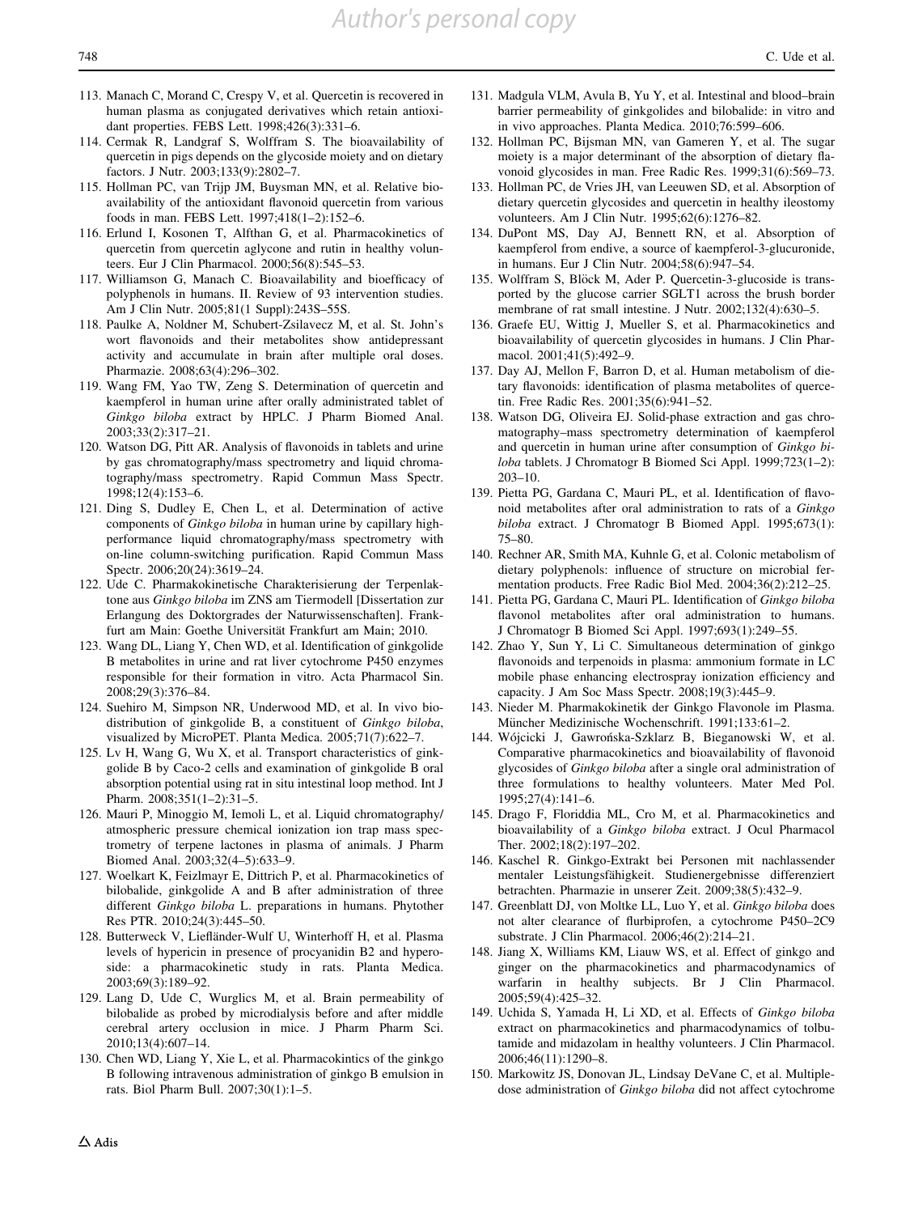113. Manach C, Morand C, Crespy V, et al. Quercetin is recovered in human plasma as conjugated derivatives which retain antioxidant properties. FEBS Lett. 1998;426(3):331–6.
114. Cermak R, Landgraf S, Wolffram S. The bioavailability of quercetin in pigs depends on the glycoside moiety and on dietary factors. J Nutr. 2003;133(9):2802–7.
115. Hollman PC, van Trijp JM, Buysman MN, et al. Relative bioavailability of the antioxidant flavonoid quercetin from various foods in man. FEBS Lett. 1997;418(1–2):152–6.
116. Erlund I, Kosonen T, Alfthan G, et al. Pharmacokinetics of quercetin from quercetin aglycone and rutin in healthy volunteers. Eur J Clin Pharmacol. 2000;56(8):545–53.
117. Williamson G, Manach C. Bioavailability and bioefficacy of polyphenols in humans. II. Review of 93 intervention studies. Am J Clin Nutr. 2005;81(1 Suppl):243S–55S.
118. Paulke A, Noldner M, Schubert-Zsilavecz M, et al. St. John's wort flavonoids and their metabolites show antidepressant activity and accumulate in brain after multiple oral doses. Pharmazie. 2008;63(4):296–302.
119. Wang FM, Yao TW, Zeng S. Determination of quercetin and kaempferol in human urine after orally administrated tablet of *Ginkgo biloba* extract by HPLC. J Pharm Biomed Anal. 2003;33(2):317–21.
120. Watson DG, Pitt AR. Analysis of flavonoids in tablets and urine by gas chromatography/mass spectrometry and liquid chromatography/mass spectrometry. Rapid Commun Mass Spectr. 1998;12(4):153–6.
121. Ding S, Dudley E, Chen L, et al. Determination of active components of *Ginkgo biloba* in human urine by capillary high-performance liquid chromatography/mass spectrometry with on-line column-switching purification. Rapid Commun Mass Spectr. 2006;20(24):3619–24.
122. Ude C. Pharmakokinetische Charakterisierung der Terpenlaktone aus *Ginkgo biloba* im ZNS am Tiermodell [Dissertation zur Erlangung des Doktorgrades der Naturwissenschaften]. Frankfurt am Main: Goethe Universität Frankfurt am Main; 2010.
123. Wang DL, Liang Y, Chen WD, et al. Identification of ginkgolide B metabolites in urine and rat liver cytochrome P450 enzymes responsible for their formation in vitro. Acta Pharmacol Sin. 2008;29(3):376–84.
124. Suehiro M, Simpson NR, Underwood MD, et al. In vivo biodistribution of ginkgolide B, a constituent of *Ginkgo biloba*, visualized by MicroPET. Planta Medica. 2005;71(7):622–7.
125. Lv H, Wang G, Wu X, et al. Transport characteristics of ginkgolide B by Caco-2 cells and examination of ginkgolide B oral absorption potential using rat in situ intestinal loop method. Int J Pharm. 2008;351(1–2):31–5.
126. Mauri P, Minoggio M, Iemoli L, et al. Liquid chromatography/atmospheric pressure chemical ionization ion trap mass spectrometry of terpene lactones in plasma of animals. J Pharm Biomed Anal. 2003;32(4–5):633–9.
127. Woelkart K, Feizlmayr E, Dittrich P, et al. Pharmacokinetics of bilobalide, ginkgolide A and B after administration of three different *Ginkgo biloba* L. preparations in humans. Phytother Res PTR. 2010;24(3):445–50.
128. Butterweck V, Liefländer-Wulf U, Winterhoff H, et al. Plasma levels of hypericin in presence of procyanidin B2 and hyperoside: a pharmacokinetic study in rats. Planta Medica. 2003;69(3):189–92.
129. Lang D, Ude C, Wurglics M, et al. Brain permeability of bilobalide as probed by microdialysis before and after middle cerebral artery occlusion in mice. J Pharm Pharm Sci. 2010;13(4):607–14.
130. Chen WD, Liang Y, Xie L, et al. Pharmacokintics of the ginkgo B following intravenous administration of ginkgo B emulsion in rats. Biol Pharm Bull. 2007;30(1):1–5.
131. Madgula VLM, Avula B, Yu Y, et al. Intestinal and blood–brain barrier permeability of ginkgolides and bilobalide: in vitro and in vivo approaches. Planta Medica. 2010;76:599–606.
132. Hollman PC, Bijsman MN, van Gameren Y, et al. The sugar moiety is a major determinant of the absorption of dietary flavonoid glycosides in man. Free Radic Res. 1999;31(6):569–73.
133. Hollman PC, de Vries JH, van Leeuwen SD, et al. Absorption of dietary quercetin glycosides and quercetin in healthy ileostomy volunteers. Am J Clin Nutr. 1995;62(6):1276–82.
134. DuPont MS, Day AJ, Bennett RN, et al. Absorption of kaempferol from endive, a source of kaempferol-3-glucuronide, in humans. Eur J Clin Nutr. 2004;58(6):947–54.
135. Wolffram S, Blöck M, Ader P. Quercetin-3-glucoside is transported by the glucose carrier SGLT1 across the brush border membrane of rat small intestine. J Nutr. 2002;132(4):630–5.
136. Graefe EU, Wittig J, Mueller S, et al. Pharmacokinetics and bioavailability of quercetin glycosides in humans. J Clin Pharmacol. 2001;41(5):492–9.
137. Day AJ, Mellon F, Barron D, et al. Human metabolism of dietary flavonoids: identification of plasma metabolites of quercetin. Free Radic Res. 2001;35(6):941–52.
138. Watson DG, Oliveira EJ. Solid-phase extraction and gas chromatography–mass spectrometry determination of kaempferol and quercetin in human urine after consumption of *Ginkgo biloba* tablets. J Chromatogr B Biomed Sci Appl. 1999;723(1–2):203–10.
139. Pietta PG, Gardana C, Mauri PL, et al. Identification of flavonoid metabolites after oral administration to rats of a *Ginkgo biloba* extract. J Chromatogr B Biomed Appl. 1995;673(1):75–80.
140. Rechner AR, Smith MA, Kuhnle G, et al. Colonic metabolism of dietary polyphenols: influence of structure on microbial fermentation products. Free Radic Biol Med. 2004;36(2):212–25.
141. Pietta PG, Gardana C, Mauri PL. Identification of *Ginkgo biloba* flavonol metabolites after oral administration to humans. J Chromatogr B Biomed Sci Appl. 1997;693(1):249–55.
142. Zhao Y, Sun Y, Li C. Simultaneous determination of ginkgo flavonoids and terpenoids in plasma: ammonium formate in LC mobile phase enhancing electrospray ionization efficiency and capacity. J Am Soc Mass Spectr. 2008;19(3):445–9.
143. Nieder M. Pharmakokinetik der Ginkgo Flavonole im Plasma. Müncher Medizinische Wochenschrift. 1991;133:61–2.
144. Wójcicki J, Gawrońska-Szklarz B, Bieganowski W, et al. Comparative pharmacokinetics and bioavailability of flavonoid glycosides of *Ginkgo biloba* after a single oral administration of three formulations to healthy volunteers. Mater Med Pol. 1995;27(4):141–6.
145. Drago F, Floriddia ML, Cro M, et al. Pharmacokinetics and bioavailability of a *Ginkgo biloba* extract. J Ocul Pharmacol Ther. 2002;18(2):197–202.
146. Kaschel R. Ginkgo-Extrakt bei Personen mit nachlassender mentaler Leistungsfähigkeit. Studienergebnisse differenziert betrachten. Pharmazie in unserer Zeit. 2009;38(5):432–9.
147. Greenblatt DJ, von Moltke LL, Luo Y, et al. *Ginkgo biloba* does not alter clearance of flurbiprofen, a cytochrome P450–2C9 substrate. J Clin Pharmacol. 2006;46(2):214–21.
148. Jiang X, Williams KM, Liauw WS, et al. Effect of ginkgo and ginger on the pharmacokinetics and pharmacodynamics of warfarin in healthy subjects. Br J Clin Pharmacol. 2005;59(4):425–32.
149. Uchida S, Yamada H, Li XD, et al. Effects of *Ginkgo biloba* extract on pharmacokinetics and pharmacodynamics of tolbutamide and midazolam in healthy volunteers. J Clin Pharmacol. 2006;46(11):1290–8.
150. Markowitz JS, Donovan JL, Lindsay DeVane C, et al. Multiple-dose administration of *Ginkgo biloba* did not affect cytochrome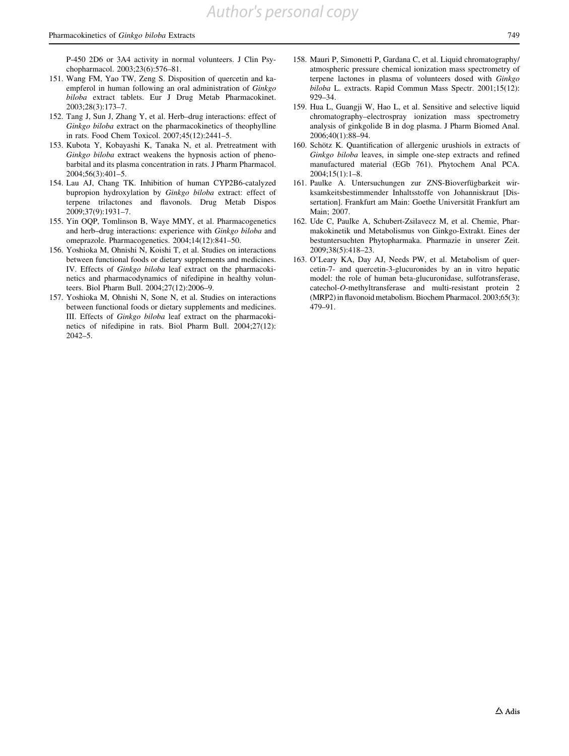P-450 2D6 or 3A4 activity in normal volunteers. J Clin Psychopharmacol. 2003;23(6):576–81.

151. Wang FM, Yao TW, Zeng S. Disposition of quercetin and kaempferol in human following an oral administration of *Ginkgo biloba* extract tablets. Eur J Drug Metab Pharmacokinet. 2003;28(3):173–7.
152. Tang J, Sun J, Zhang Y, et al. Herb–drug interactions: effect of *Ginkgo biloba* extract on the pharmacokinetics of theophylline in rats. Food Chem Toxicol. 2007;45(12):2441–5.
153. Kubota Y, Kobayashi K, Tanaka N, et al. Pretreatment with *Ginkgo biloba* extract weakens the hypnosis action of phenobarbital and its plasma concentration in rats. J Pharm Pharmacol. 2004;56(3):401–5.
154. Lau AJ, Chang TK. Inhibition of human CYP2B6-catalyzed bupropion hydroxylation by *Ginkgo biloba* extract: effect of terpene trilactones and flavonols. Drug Metab Dispos 2009;37(9):1931–7.
155. Yin OQP, Tomlinson B, Waye MMY, et al. Pharmacogenetics and herb–drug interactions: experience with *Ginkgo biloba* and omeprazole. Pharmacogenetics. 2004;14(12):841–50.
156. Yoshioka M, Ohnishi N, Koishi T, et al. Studies on interactions between functional foods or dietary supplements and medicines. IV. Effects of *Ginkgo biloba* leaf extract on the pharmacokinetics and pharmacodynamics of nifedipine in healthy volunteers. Biol Pharm Bull. 2004;27(12):2006–9.
157. Yoshioka M, Ohnishi N, Sone N, et al. Studies on interactions between functional foods or dietary supplements and medicines. III. Effects of *Ginkgo biloba* leaf extract on the pharmacokinetics of nifedipine in rats. Biol Pharm Bull. 2004;27(12): 2042–5.
158. Mauri P, Simonetti P, Gardana C, et al. Liquid chromatography/atmospheric pressure chemical ionization mass spectrometry of terpene lactones in plasma of volunteers dosed with *Ginkgo biloba* L. extracts. Rapid Commun Mass Spectr. 2001;15(12): 929–34.
159. Hua L, Guangji W, Hao L, et al. Sensitive and selective liquid chromatography–electrospray ionization mass spectrometry analysis of ginkgolide B in dog plasma. J Pharm Biomed Anal. 2006;40(1):88–94.
160. Schötz K. Quantification of allergenic urushiols in extracts of *Ginkgo biloba* leaves, in simple one-step extracts and refined manufactured material (EGb 761). Phytochem Anal PCA. 2004;15(1):1–8.
161. Paulke A. Untersuchungen zur ZNS-Bioverfügbarkeit wirksamkeitsbestimmender Inhaltsstoffe von Johanniskraut [Dissertation]. Frankfurt am Main: Goethe Universität Frankfurt am Main; 2007.
162. Ude C, Paulke A, Schubert-Zsilavecz M, et al. Chemie, Pharmakokinetik und Metabolismus von Ginkgo-Extrakt. Eines der bestuntersuchten Phytopharmaka. Pharmazie in unserer Zeit. 2009;38(5):418–23.
163. O'Leary KA, Day AJ, Needs PW, et al. Metabolism of quercetin-7- and quercetin-3-glucuronides by an in vitro hepatic model: the role of human beta-glucuronidase, sulfotransferase, catechol-*O*-methyltransferase and multi-resistant protein 2 (MRP2) in flavonoid metabolism. Biochem Pharmacol. 2003;65(3): 479–91.